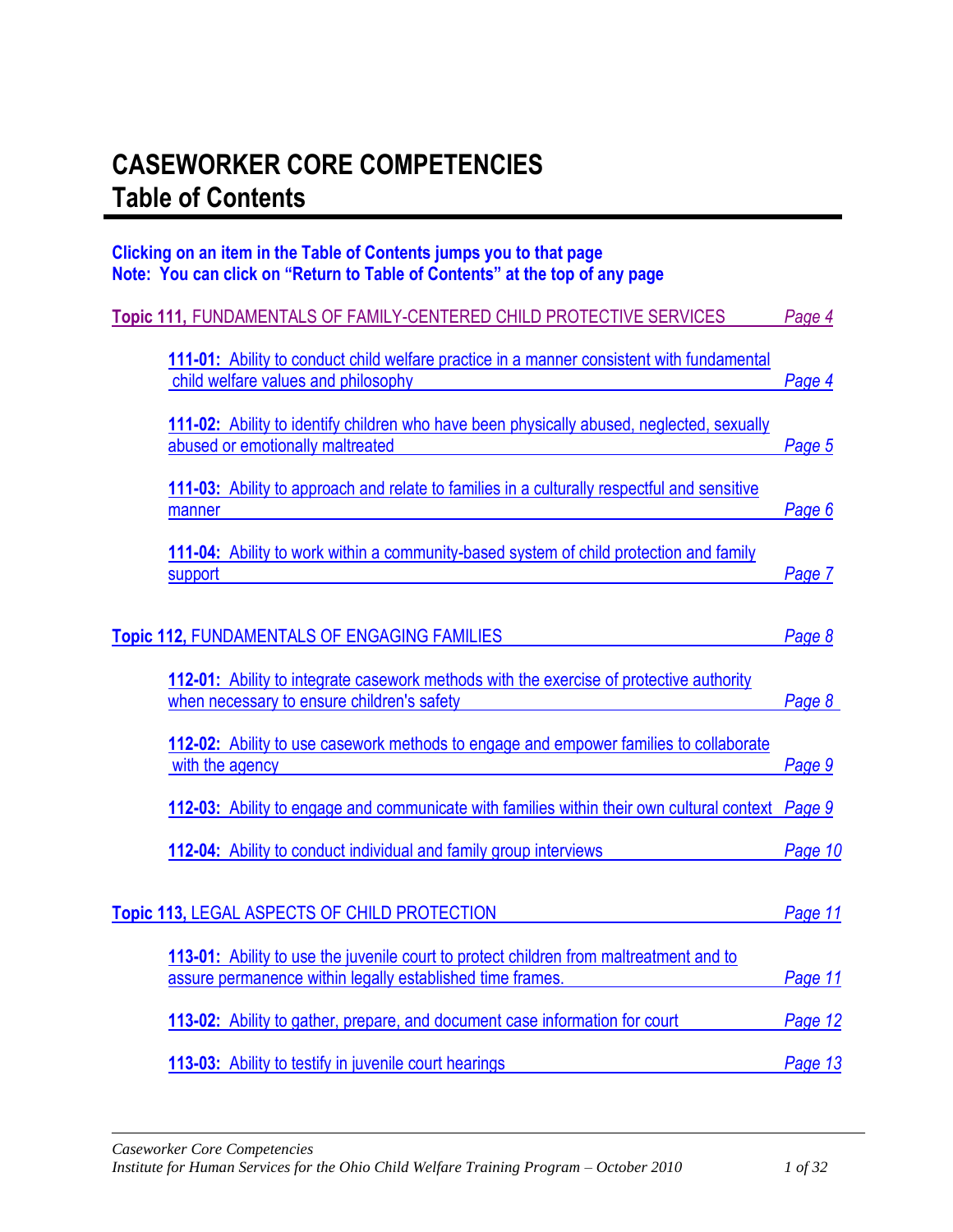# CASEWORKER CORE COMPETENCIES
## Table of Contents

**Clicking on an item in the Table of Contents jumps you to that page**
**Note: You can click on "Return to Table of Contents" at the top of any page**

**Topic 111,** FUNDAMENTALS OF FAMILY-CENTERED CHILD PROTECTIVE SERVICES *Page 4*

- **111-01:** Ability to conduct child welfare practice in a manner consistent with fundamental child welfare values and philosophy *Page 4*
- **111-02:** Ability to identify children who have been physically abused, neglected, sexually abused or emotionally maltreated *Page 5*
- **111-03:** Ability to approach and relate to families in a culturally respectful and sensitive manner *Page 6*
- **111-04:** Ability to work within a community-based system of child protection and family support *Page 7*

**Topic 112,** FUNDAMENTALS OF ENGAGING FAMILIES *Page 8*

- **112-01:** Ability to integrate casework methods with the exercise of protective authority when necessary to ensure children's safety *Page 8*
- **112-02:** Ability to use casework methods to engage and empower families to collaborate with the agency *Page 9*
- **112-03:** Ability to engage and communicate with families within their own cultural context *Page 9*
- **112-04:** Ability to conduct individual and family group interviews *Page 10*

**Topic 113,** LEGAL ASPECTS OF CHILD PROTECTION *Page 11*

- **113-01:** Ability to use the juvenile court to protect children from maltreatment and to assure permanence within legally established time frames. *Page 11*
- **113-02:** Ability to gather, prepare, and document case information for court *Page 12*
- **113-03:** Ability to testify in juvenile court hearings *Page 13*

*Caseworker Core Competencies*
*Institute for Human Services for the Ohio Child Welfare Training Program – October 2010*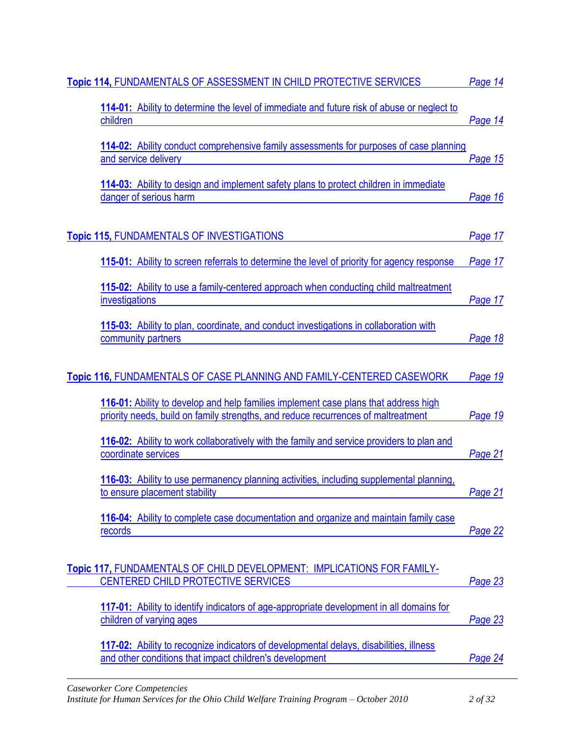**Topic 114,** FUNDAMENTALS OF ASSESSMENT IN CHILD PROTECTIVE SERVICES *Page 14*

- **114-01:** Ability to determine the level of immediate and future risk of abuse or neglect to children *Page 14*
- **114-02:** Ability conduct comprehensive family assessments for purposes of case planning and service delivery *Page 15*
- **114-03:** Ability to design and implement safety plans to protect children in immediate danger of serious harm *Page 16*

**Topic 115,** FUNDAMENTALS OF INVESTIGATIONS *Page 17*

- **115-01:** Ability to screen referrals to determine the level of priority for agency response *Page 17*
- **115-02:** Ability to use a family-centered approach when conducting child maltreatment investigations *Page 17*
- **115-03:** Ability to plan, coordinate, and conduct investigations in collaboration with community partners *Page 18*

**Topic 116,** FUNDAMENTALS OF CASE PLANNING AND FAMILY-CENTERED CASEWORK *Page 19*

- **116-01:** Ability to develop and help families implement case plans that address high priority needs, build on family strengths, and reduce recurrences of maltreatment *Page 19*
- **116-02:** Ability to work collaboratively with the family and service providers to plan and coordinate services *Page 21*
- **116-03:** Ability to use permanency planning activities, including supplemental planning, to ensure placement stability *Page 21*
- **116-04:** Ability to complete case documentation and organize and maintain family case records *Page 22*

**Topic 117,** FUNDAMENTALS OF CHILD DEVELOPMENT: IMPLICATIONS FOR FAMILY-CENTERED CHILD PROTECTIVE SERVICES *Page 23*

- **117-01:** Ability to identify indicators of age-appropriate development in all domains for children of varying ages *Page 23*
- **117-02:** Ability to recognize indicators of developmental delays, disabilities, illness and other conditions that impact children's development *Page 24*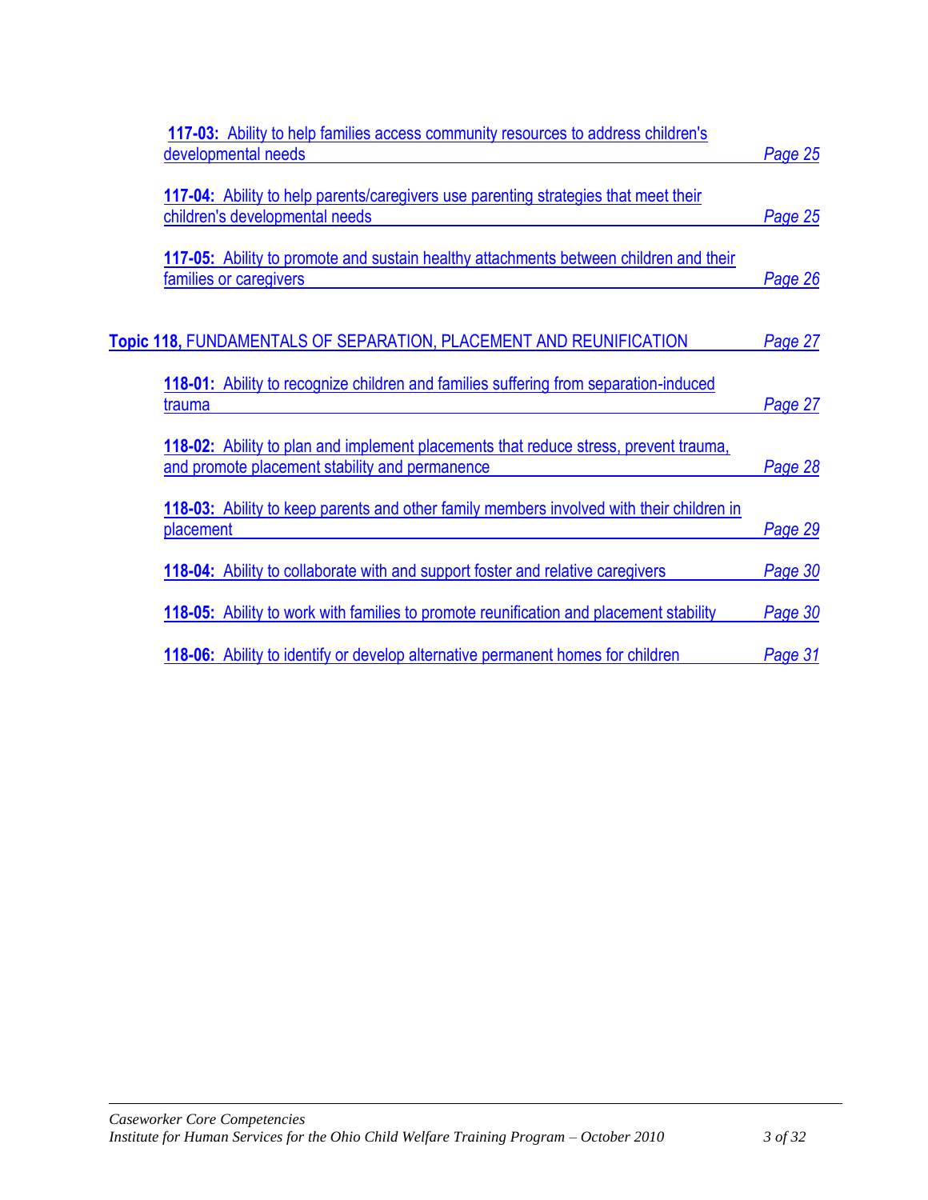**117-03:** Ability to help families access community resources to address children's developmental needs — *Page 25*

**117-04:** Ability to help parents/caregivers use parenting strategies that meet their children's developmental needs — *Page 25*

**117-05:** Ability to promote and sustain healthy attachments between children and their families or caregivers — *Page 26*

**Topic 118,** FUNDAMENTALS OF SEPARATION, PLACEMENT AND REUNIFICATION — *Page 27*

**118-01:** Ability to recognize children and families suffering from separation-induced trauma — *Page 27*

**118-02:** Ability to plan and implement placements that reduce stress, prevent trauma, and promote placement stability and permanence — *Page 28*

**118-03:** Ability to keep parents and other family members involved with their children in placement — *Page 29*

**118-04:** Ability to collaborate with and support foster and relative caregivers — *Page 30*

**118-05:** Ability to work with families to promote reunification and placement stability — *Page 30*

**118-06:** Ability to identify or develop alternative permanent homes for children — *Page 31*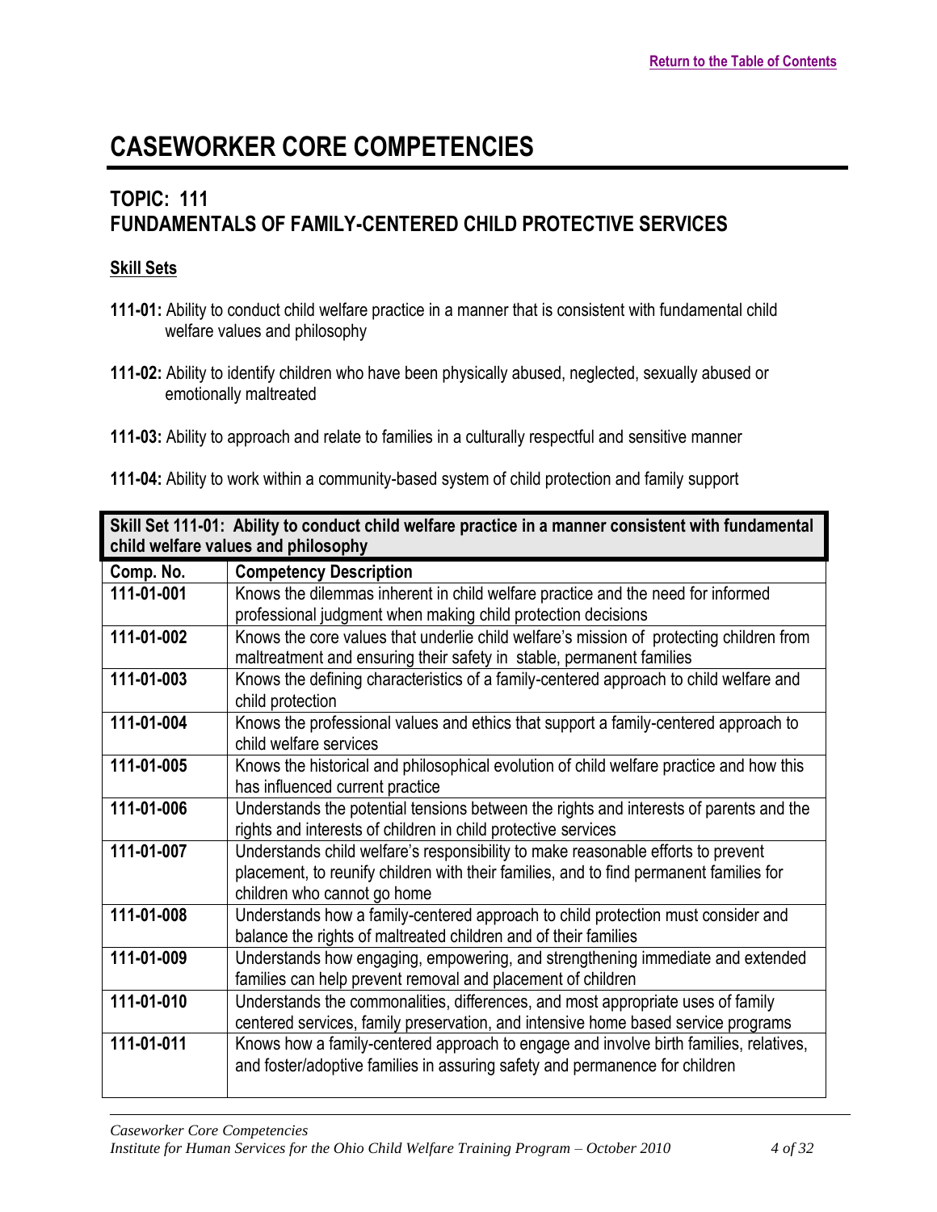# CASEWORKER CORE COMPETENCIES

## TOPIC: 111
## FUNDAMENTALS OF FAMILY-CENTERED CHILD PROTECTIVE SERVICES

**Skill Sets**

**111-01:** Ability to conduct child welfare practice in a manner that is consistent with fundamental child welfare values and philosophy

**111-02:** Ability to identify children who have been physically abused, neglected, sexually abused or emotionally maltreated

**111-03:** Ability to approach and relate to families in a culturally respectful and sensitive manner

**111-04:** Ability to work within a community-based system of child protection and family support

| **Skill Set 111-01: Ability to conduct child welfare practice in a manner consistent with fundamental child welfare values and philosophy** | |
|---|---|
| **Comp. No.** | **Competency Description** |
| **111-01-001** | Knows the dilemmas inherent in child welfare practice and the need for informed professional judgment when making child protection decisions |
| **111-01-002** | Knows the core values that underlie child welfare's mission of protecting children from maltreatment and ensuring their safety in stable, permanent families |
| **111-01-003** | Knows the defining characteristics of a family-centered approach to child welfare and child protection |
| **111-01-004** | Knows the professional values and ethics that support a family-centered approach to child welfare services |
| **111-01-005** | Knows the historical and philosophical evolution of child welfare practice and how this has influenced current practice |
| **111-01-006** | Understands the potential tensions between the rights and interests of parents and the rights and interests of children in child protective services |
| **111-01-007** | Understands child welfare's responsibility to make reasonable efforts to prevent placement, to reunify children with their families, and to find permanent families for children who cannot go home |
| **111-01-008** | Understands how a family-centered approach to child protection must consider and balance the rights of maltreated children and of their families |
| **111-01-009** | Understands how engaging, empowering, and strengthening immediate and extended families can help prevent removal and placement of children |
| **111-01-010** | Understands the commonalities, differences, and most appropriate uses of family centered services, family preservation, and intensive home based service programs |
| **111-01-011** | Knows how a family-centered approach to engage and involve birth families, relatives, and foster/adoptive families in assuring safety and permanence for children |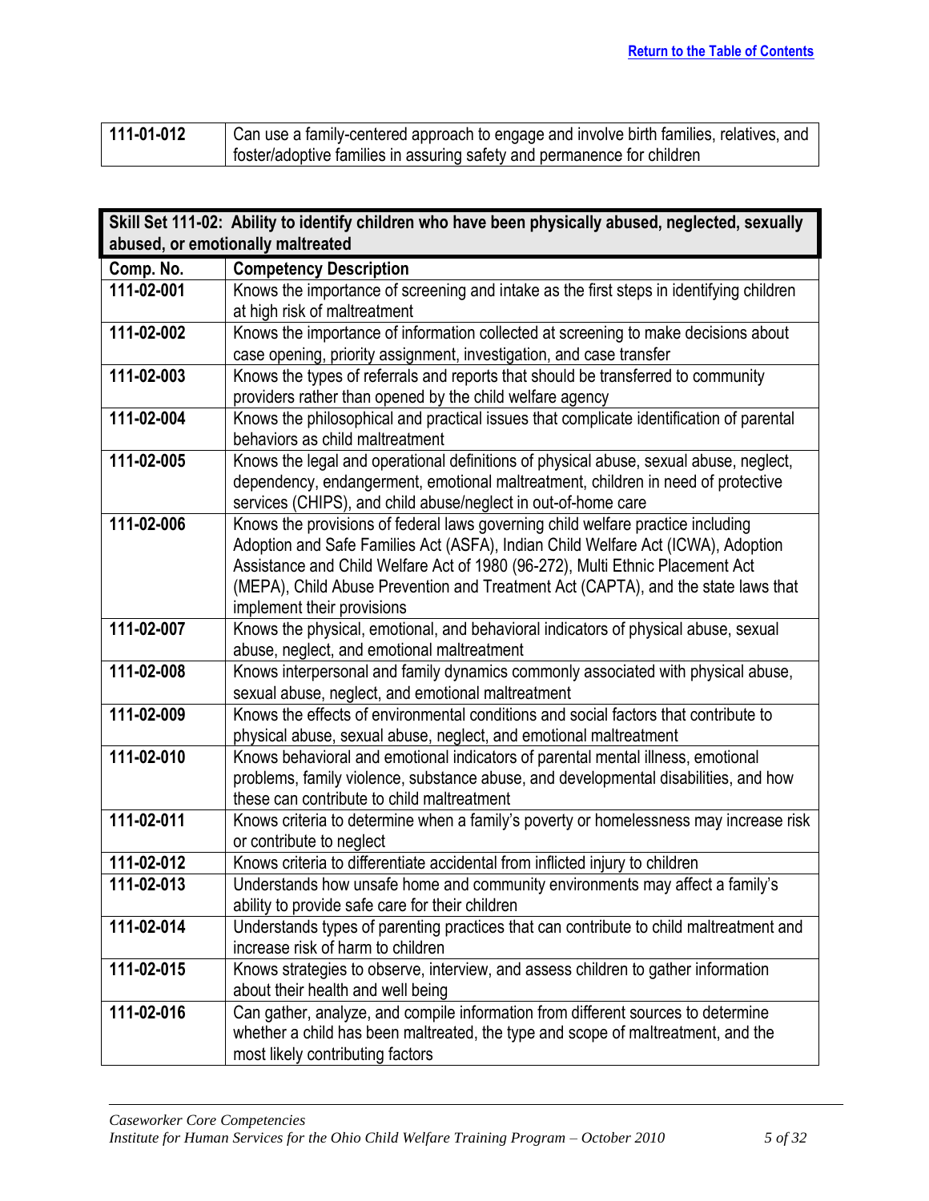[Return to the Table of Contents](#)

| 111-01-012 | Can use a family-centered approach to engage and involve birth families, relatives, and foster/adoptive families in assuring safety and permanence for children |
|---|---|

| **Skill Set 111-02: Ability to identify children who have been physically abused, neglected, sexually abused, or emotionally maltreated** | |
|---|---|
| **Comp. No.** | **Competency Description** |
| **111-02-001** | Knows the importance of screening and intake as the first steps in identifying children at high risk of maltreatment |
| **111-02-002** | Knows the importance of information collected at screening to make decisions about case opening, priority assignment, investigation, and case transfer |
| **111-02-003** | Knows the types of referrals and reports that should be transferred to community providers rather than opened by the child welfare agency |
| **111-02-004** | Knows the philosophical and practical issues that complicate identification of parental behaviors as child maltreatment |
| **111-02-005** | Knows the legal and operational definitions of physical abuse, sexual abuse, neglect, dependency, endangerment, emotional maltreatment, children in need of protective services (CHIPS), and child abuse/neglect in out-of-home care |
| **111-02-006** | Knows the provisions of federal laws governing child welfare practice including Adoption and Safe Families Act (ASFA), Indian Child Welfare Act (ICWA), Adoption Assistance and Child Welfare Act of 1980 (96-272), Multi Ethnic Placement Act (MEPA), Child Abuse Prevention and Treatment Act (CAPTA), and the state laws that implement their provisions |
| **111-02-007** | Knows the physical, emotional, and behavioral indicators of physical abuse, sexual abuse, neglect, and emotional maltreatment |
| **111-02-008** | Knows interpersonal and family dynamics commonly associated with physical abuse, sexual abuse, neglect, and emotional maltreatment |
| **111-02-009** | Knows the effects of environmental conditions and social factors that contribute to physical abuse, sexual abuse, neglect, and emotional maltreatment |
| **111-02-010** | Knows behavioral and emotional indicators of parental mental illness, emotional problems, family violence, substance abuse, and developmental disabilities, and how these can contribute to child maltreatment |
| **111-02-011** | Knows criteria to determine when a family's poverty or homelessness may increase risk or contribute to neglect |
| **111-02-012** | Knows criteria to differentiate accidental from inflicted injury to children |
| **111-02-013** | Understands how unsafe home and community environments may affect a family's ability to provide safe care for their children |
| **111-02-014** | Understands types of parenting practices that can contribute to child maltreatment and increase risk of harm to children |
| **111-02-015** | Knows strategies to observe, interview, and assess children to gather information about their health and well being |
| **111-02-016** | Can gather, analyze, and compile information from different sources to determine whether a child has been maltreated, the type and scope of maltreatment, and the most likely contributing factors |

*Caseworker Core Competencies*
*Institute for Human Services for the Ohio Child Welfare Training Program – October 2010*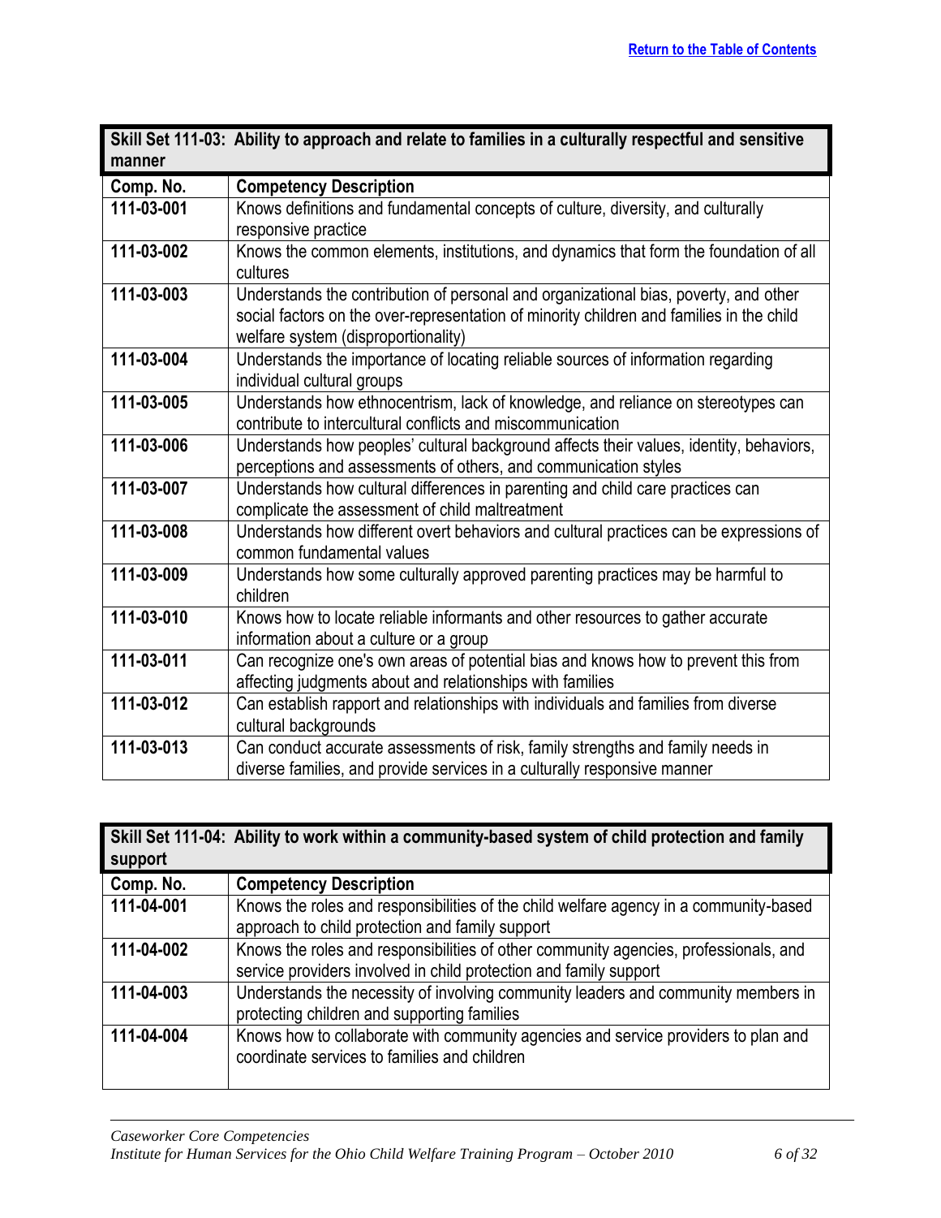| Skill Set 111-03: Ability to approach and relate to families in a culturally respectful and sensitive manner | |
|---|---|
| **Comp. No.** | **Competency Description** |
| **111-03-001** | Knows definitions and fundamental concepts of culture, diversity, and culturally responsive practice |
| **111-03-002** | Knows the common elements, institutions, and dynamics that form the foundation of all cultures |
| **111-03-003** | Understands the contribution of personal and organizational bias, poverty, and other social factors on the over-representation of minority children and families in the child welfare system (disproportionality) |
| **111-03-004** | Understands the importance of locating reliable sources of information regarding individual cultural groups |
| **111-03-005** | Understands how ethnocentrism, lack of knowledge, and reliance on stereotypes can contribute to intercultural conflicts and miscommunication |
| **111-03-006** | Understands how peoples' cultural background affects their values, identity, behaviors, perceptions and assessments of others, and communication styles |
| **111-03-007** | Understands how cultural differences in parenting and child care practices can complicate the assessment of child maltreatment |
| **111-03-008** | Understands how different overt behaviors and cultural practices can be expressions of common fundamental values |
| **111-03-009** | Understands how some culturally approved parenting practices may be harmful to children |
| **111-03-010** | Knows how to locate reliable informants and other resources to gather accurate information about a culture or a group |
| **111-03-011** | Can recognize one's own areas of potential bias and knows how to prevent this from affecting judgments about and relationships with families |
| **111-03-012** | Can establish rapport and relationships with individuals and families from diverse cultural backgrounds |
| **111-03-013** | Can conduct accurate assessments of risk, family strengths and family needs in diverse families, and provide services in a culturally responsive manner |

| Skill Set 111-04: Ability to work within a community-based system of child protection and family support | |
|---|---|
| **Comp. No.** | **Competency Description** |
| **111-04-001** | Knows the roles and responsibilities of the child welfare agency in a community-based approach to child protection and family support |
| **111-04-002** | Knows the roles and responsibilities of other community agencies, professionals, and service providers involved in child protection and family support |
| **111-04-003** | Understands the necessity of involving community leaders and community members in protecting children and supporting families |
| **111-04-004** | Knows how to collaborate with community agencies and service providers to plan and coordinate services to families and children |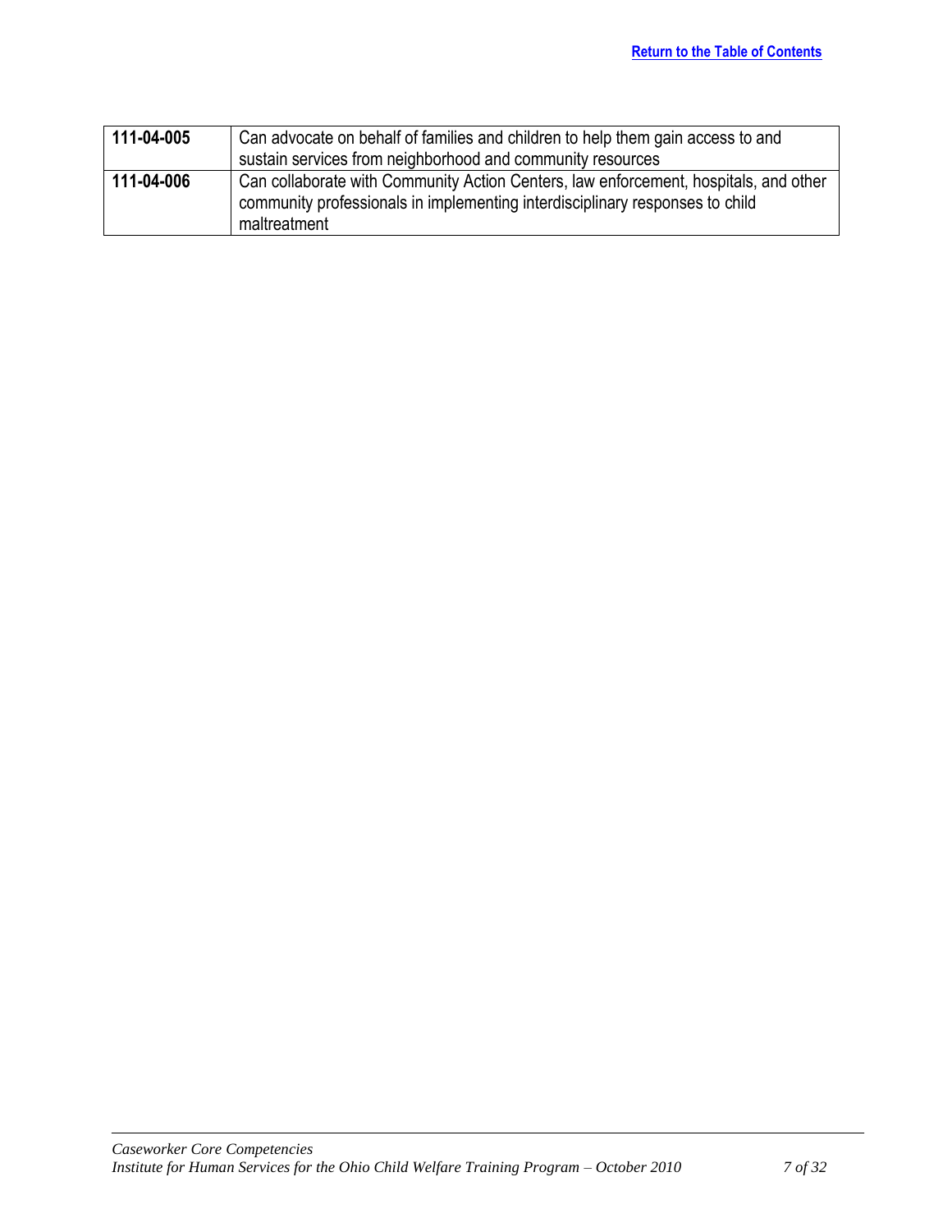[Return to the Table of Contents]

| | |
|---|---|
| **111-04-005** | Can advocate on behalf of families and children to help them gain access to and sustain services from neighborhood and community resources |
| **111-04-006** | Can collaborate with Community Action Centers, law enforcement, hospitals, and other community professionals in implementing interdisciplinary responses to child maltreatment |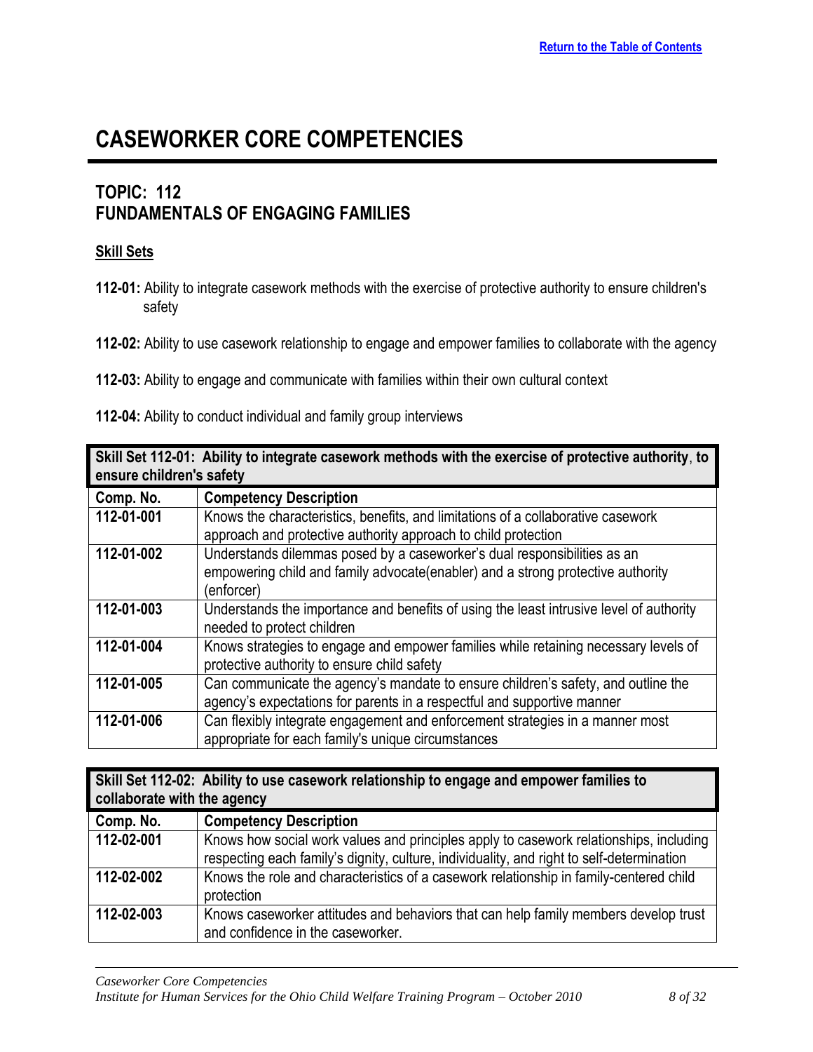# CASEWORKER CORE COMPETENCIES

## TOPIC: 112
## FUNDAMENTALS OF ENGAGING FAMILIES

**Skill Sets**

**112-01:** Ability to integrate casework methods with the exercise of protective authority to ensure children's safety

**112-02:** Ability to use casework relationship to engage and empower families to collaborate with the agency

**112-03:** Ability to engage and communicate with families within their own cultural context

**112-04:** Ability to conduct individual and family group interviews

| **Skill Set 112-01: Ability to integrate casework methods with the exercise of protective authority, to ensure children's safety** | |
|---|---|
| **Comp. No.** | **Competency Description** |
| **112-01-001** | Knows the characteristics, benefits, and limitations of a collaborative casework approach and protective authority approach to child protection |
| **112-01-002** | Understands dilemmas posed by a caseworker's dual responsibilities as an empowering child and family advocate(enabler) and a strong protective authority (enforcer) |
| **112-01-003** | Understands the importance and benefits of using the least intrusive level of authority needed to protect children |
| **112-01-004** | Knows strategies to engage and empower families while retaining necessary levels of protective authority to ensure child safety |
| **112-01-005** | Can communicate the agency's mandate to ensure children's safety, and outline the agency's expectations for parents in a respectful and supportive manner |
| **112-01-006** | Can flexibly integrate engagement and enforcement strategies in a manner most appropriate for each family's unique circumstances |

| **Skill Set 112-02: Ability to use casework relationship to engage and empower families to collaborate with the agency** | |
|---|---|
| **Comp. No.** | **Competency Description** |
| **112-02-001** | Knows how social work values and principles apply to casework relationships, including respecting each family's dignity, culture, individuality, and right to self-determination |
| **112-02-002** | Knows the role and characteristics of a casework relationship in family-centered child protection |
| **112-02-003** | Knows caseworker attitudes and behaviors that can help family members develop trust and confidence in the caseworker. |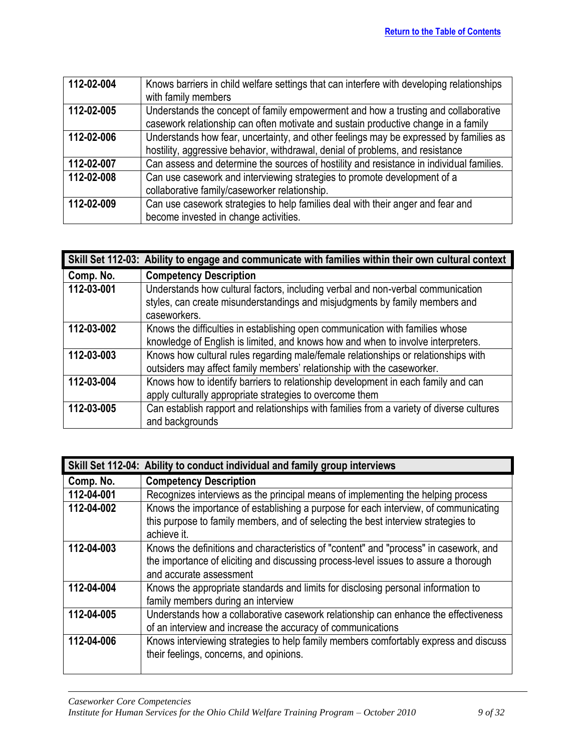| | |
|---|---|
| **112-02-004** | Knows barriers in child welfare settings that can interfere with developing relationships with family members |
| **112-02-005** | Understands the concept of family empowerment and how a trusting and collaborative casework relationship can often motivate and sustain productive change in a family |
| **112-02-006** | Understands how fear, uncertainty, and other feelings may be expressed by families as hostility, aggressive behavior, withdrawal, denial of problems, and resistance |
| **112-02-007** | Can assess and determine the sources of hostility and resistance in individual families. |
| **112-02-008** | Can use casework and interviewing strategies to promote development of a collaborative family/caseworker relationship. |
| **112-02-009** | Can use casework strategies to help families deal with their anger and fear and become invested in change activities. |

| **Skill Set 112-03: Ability to engage and communicate with families within their own cultural context** | |
|---|---|
| **Comp. No.** | **Competency Description** |
| **112-03-001** | Understands how cultural factors, including verbal and non-verbal communication styles, can create misunderstandings and misjudgments by family members and caseworkers. |
| **112-03-002** | Knows the difficulties in establishing open communication with families whose knowledge of English is limited, and knows how and when to involve interpreters. |
| **112-03-003** | Knows how cultural rules regarding male/female relationships or relationships with outsiders may affect family members' relationship with the caseworker. |
| **112-03-004** | Knows how to identify barriers to relationship development in each family and can apply culturally appropriate strategies to overcome them |
| **112-03-005** | Can establish rapport and relationships with families from a variety of diverse cultures and backgrounds |

| **Skill Set 112-04: Ability to conduct individual and family group interviews** | |
|---|---|
| **Comp. No.** | **Competency Description** |
| **112-04-001** | Recognizes interviews as the principal means of implementing the helping process |
| **112-04-002** | Knows the importance of establishing a purpose for each interview, of communicating this purpose to family members, and of selecting the best interview strategies to achieve it. |
| **112-04-003** | Knows the definitions and characteristics of "content" and "process" in casework, and the importance of eliciting and discussing process-level issues to assure a thorough and accurate assessment |
| **112-04-004** | Knows the appropriate standards and limits for disclosing personal information to family members during an interview |
| **112-04-005** | Understands how a collaborative casework relationship can enhance the effectiveness of an interview and increase the accuracy of communications |
| **112-04-006** | Knows interviewing strategies to help family members comfortably express and discuss their feelings, concerns, and opinions. |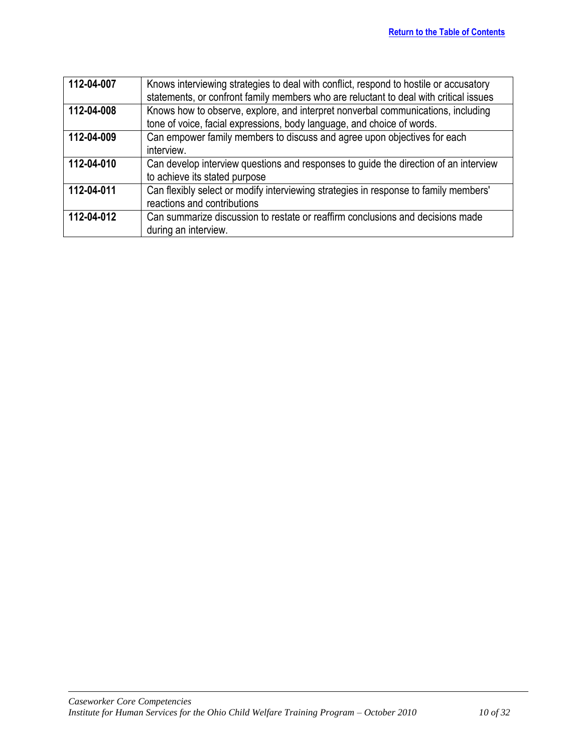[Return to the Table of Contents](#)

| | |
|---|---|
| **112-04-007** | Knows interviewing strategies to deal with conflict, respond to hostile or accusatory statements, or confront family members who are reluctant to deal with critical issues |
| **112-04-008** | Knows how to observe, explore, and interpret nonverbal communications, including tone of voice, facial expressions, body language, and choice of words. |
| **112-04-009** | Can empower family members to discuss and agree upon objectives for each interview. |
| **112-04-010** | Can develop interview questions and responses to guide the direction of an interview to achieve its stated purpose |
| **112-04-011** | Can flexibly select or modify interviewing strategies in response to family members' reactions and contributions |
| **112-04-012** | Can summarize discussion to restate or reaffirm conclusions and decisions made during an interview. |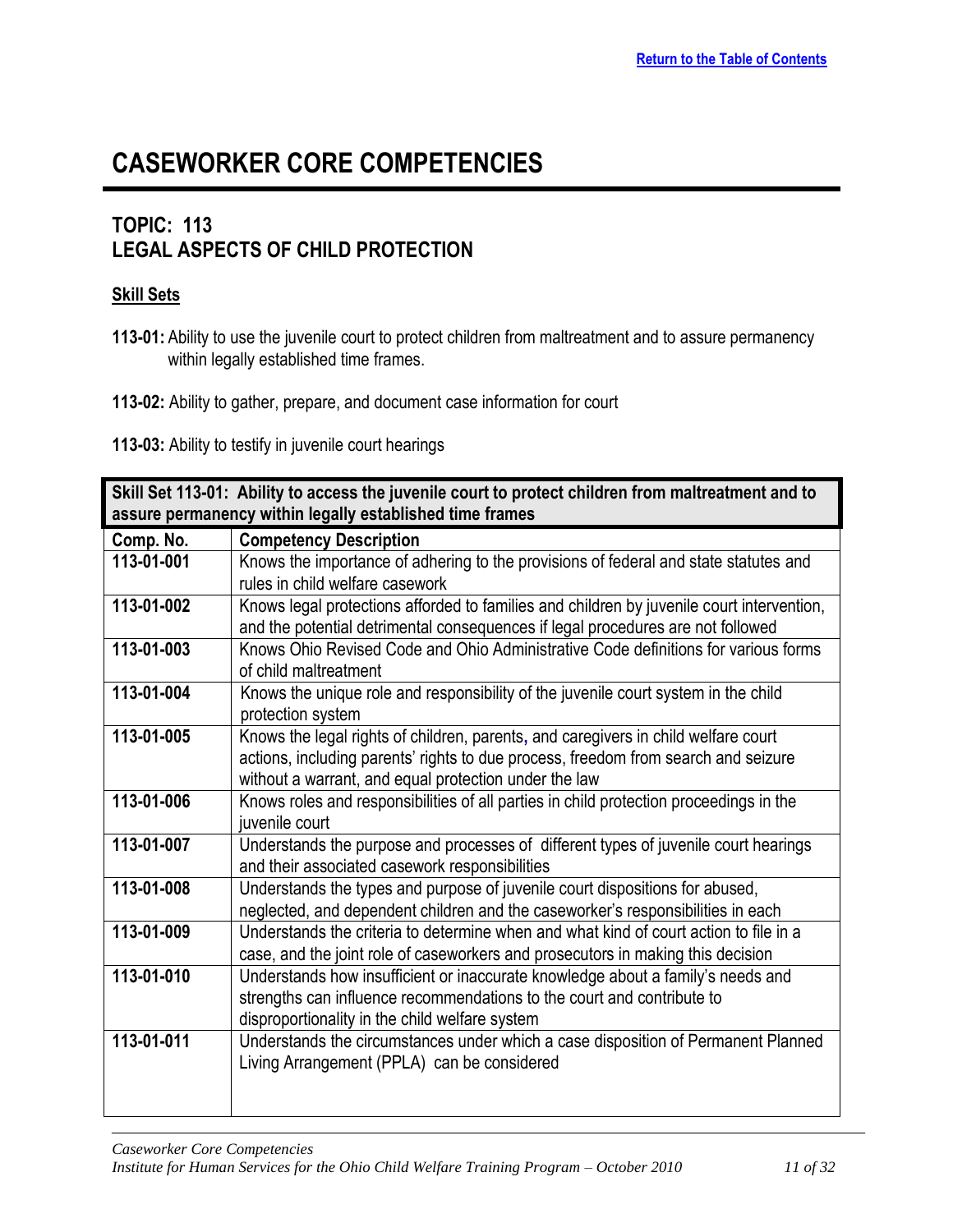# CASEWORKER CORE COMPETENCIES

## TOPIC: 113
## LEGAL ASPECTS OF CHILD PROTECTION

### Skill Sets

**113-01:** Ability to use the juvenile court to protect children from maltreatment and to assure permanency within legally established time frames.

**113-02:** Ability to gather, prepare, and document case information for court

**113-03:** Ability to testify in juvenile court hearings

| **Skill Set 113-01: Ability to access the juvenile court to protect children from maltreatment and to assure permanency within legally established time frames** | |
|---|---|
| **Comp. No.** | **Competency Description** |
| **113-01-001** | Knows the importance of adhering to the provisions of federal and state statutes and rules in child welfare casework |
| **113-01-002** | Knows legal protections afforded to families and children by juvenile court intervention, and the potential detrimental consequences if legal procedures are not followed |
| **113-01-003** | Knows Ohio Revised Code and Ohio Administrative Code definitions for various forms of child maltreatment |
| **113-01-004** | Knows the unique role and responsibility of the juvenile court system in the child protection system |
| **113-01-005** | Knows the legal rights of children, parents, and caregivers in child welfare court actions, including parents' rights to due process, freedom from search and seizure without a warrant, and equal protection under the law |
| **113-01-006** | Knows roles and responsibilities of all parties in child protection proceedings in the juvenile court |
| **113-01-007** | Understands the purpose and processes of different types of juvenile court hearings and their associated casework responsibilities |
| **113-01-008** | Understands the types and purpose of juvenile court dispositions for abused, neglected, and dependent children and the caseworker's responsibilities in each |
| **113-01-009** | Understands the criteria to determine when and what kind of court action to file in a case, and the joint role of caseworkers and prosecutors in making this decision |
| **113-01-010** | Understands how insufficient or inaccurate knowledge about a family's needs and strengths can influence recommendations to the court and contribute to disproportionality in the child welfare system |
| **113-01-011** | Understands the circumstances under which a case disposition of Permanent Planned Living Arrangement (PPLA) can be considered |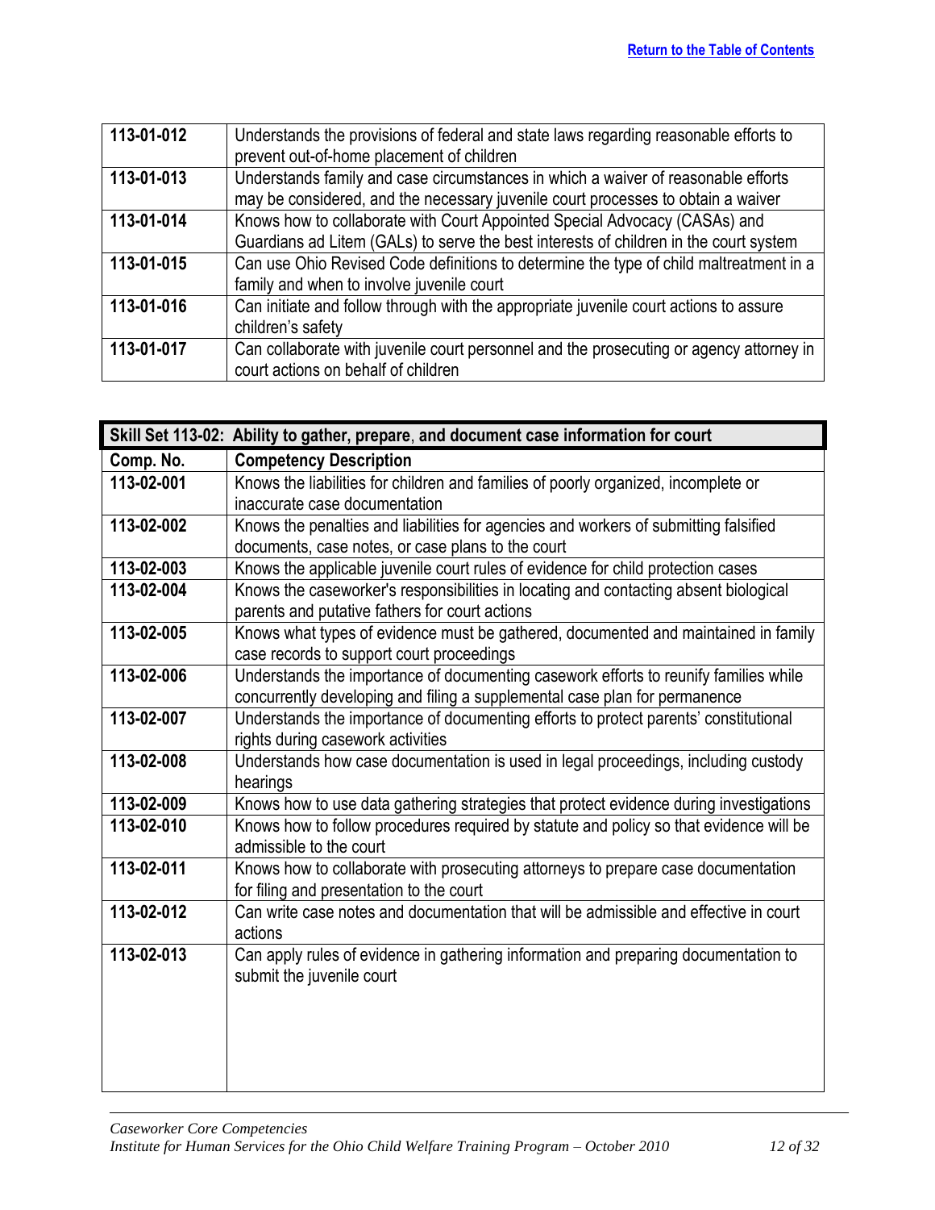[Return to the Table of Contents](#)

| | |
|---|---|
| **113-01-012** | Understands the provisions of federal and state laws regarding reasonable efforts to prevent out-of-home placement of children |
| **113-01-013** | Understands family and case circumstances in which a waiver of reasonable efforts may be considered, and the necessary juvenile court processes to obtain a waiver |
| **113-01-014** | Knows how to collaborate with Court Appointed Special Advocacy (CASAs) and Guardians ad Litem (GALs) to serve the best interests of children in the court system |
| **113-01-015** | Can use Ohio Revised Code definitions to determine the type of child maltreatment in a family and when to involve juvenile court |
| **113-01-016** | Can initiate and follow through with the appropriate juvenile court actions to assure children's safety |
| **113-01-017** | Can collaborate with juvenile court personnel and the prosecuting or agency attorney in court actions on behalf of children |

| **Skill Set 113-02: Ability to gather, prepare, and document case information for court** | |
|---|---|
| **Comp. No.** | **Competency Description** |
| **113-02-001** | Knows the liabilities for children and families of poorly organized, incomplete or inaccurate case documentation |
| **113-02-002** | Knows the penalties and liabilities for agencies and workers of submitting falsified documents, case notes, or case plans to the court |
| **113-02-003** | Knows the applicable juvenile court rules of evidence for child protection cases |
| **113-02-004** | Knows the caseworker's responsibilities in locating and contacting absent biological parents and putative fathers for court actions |
| **113-02-005** | Knows what types of evidence must be gathered, documented and maintained in family case records to support court proceedings |
| **113-02-006** | Understands the importance of documenting casework efforts to reunify families while concurrently developing and filing a supplemental case plan for permanence |
| **113-02-007** | Understands the importance of documenting efforts to protect parents' constitutional rights during casework activities |
| **113-02-008** | Understands how case documentation is used in legal proceedings, including custody hearings |
| **113-02-009** | Knows how to use data gathering strategies that protect evidence during investigations |
| **113-02-010** | Knows how to follow procedures required by statute and policy so that evidence will be admissible to the court |
| **113-02-011** | Knows how to collaborate with prosecuting attorneys to prepare case documentation for filing and presentation to the court |
| **113-02-012** | Can write case notes and documentation that will be admissible and effective in court actions |
| **113-02-013** | Can apply rules of evidence in gathering information and preparing documentation to submit the juvenile court |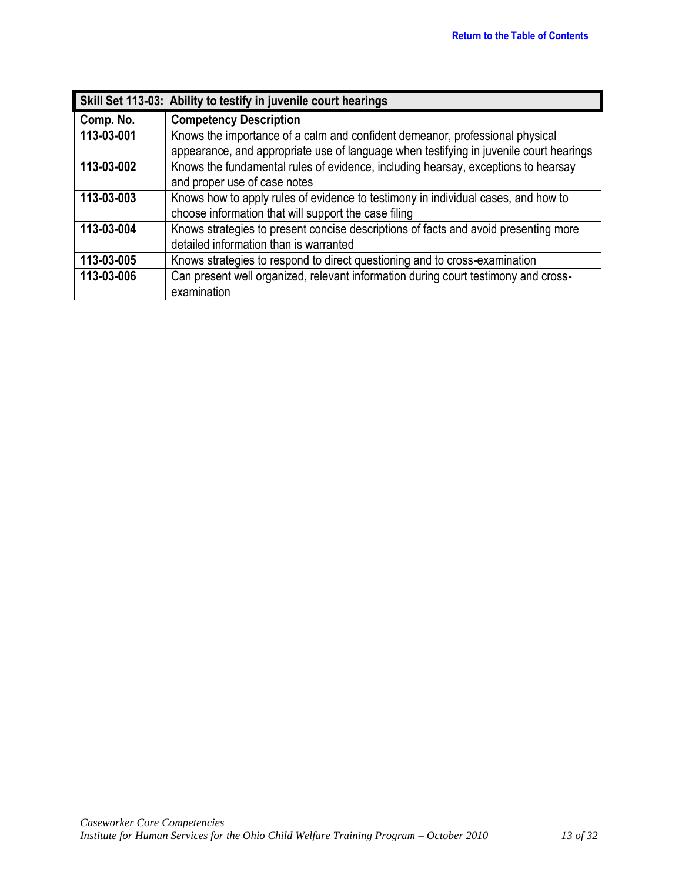[Return to the Table of Contents](#)

| Skill Set 113-03: Ability to testify in juvenile court hearings | |
|---|---|
| **Comp. No.** | **Competency Description** |
| **113-03-001** | Knows the importance of a calm and confident demeanor, professional physical appearance, and appropriate use of language when testifying in juvenile court hearings |
| **113-03-002** | Knows the fundamental rules of evidence, including hearsay, exceptions to hearsay and proper use of case notes |
| **113-03-003** | Knows how to apply rules of evidence to testimony in individual cases, and how to choose information that will support the case filing |
| **113-03-004** | Knows strategies to present concise descriptions of facts and avoid presenting more detailed information than is warranted |
| **113-03-005** | Knows strategies to respond to direct questioning and to cross-examination |
| **113-03-006** | Can present well organized, relevant information during court testimony and cross-examination |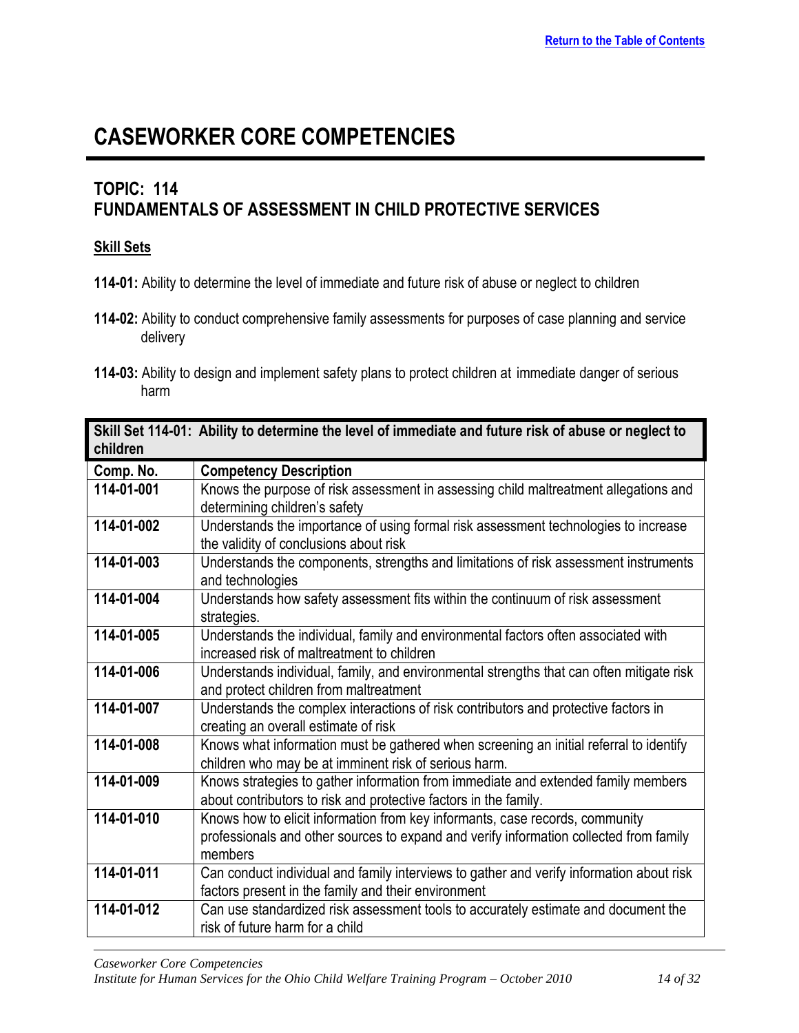# CASEWORKER CORE COMPETENCIES

## TOPIC: 114
## FUNDAMENTALS OF ASSESSMENT IN CHILD PROTECTIVE SERVICES

### Skill Sets

**114-01:** Ability to determine the level of immediate and future risk of abuse or neglect to children

**114-02:** Ability to conduct comprehensive family assessments for purposes of case planning and service delivery

**114-03:** Ability to design and implement safety plans to protect children at immediate danger of serious harm

| **Skill Set 114-01: Ability to determine the level of immediate and future risk of abuse or neglect to children** | |
|---|---|
| **Comp. No.** | **Competency Description** |
| **114-01-001** | Knows the purpose of risk assessment in assessing child maltreatment allegations and determining children's safety |
| **114-01-002** | Understands the importance of using formal risk assessment technologies to increase the validity of conclusions about risk |
| **114-01-003** | Understands the components, strengths and limitations of risk assessment instruments and technologies |
| **114-01-004** | Understands how safety assessment fits within the continuum of risk assessment strategies. |
| **114-01-005** | Understands the individual, family and environmental factors often associated with increased risk of maltreatment to children |
| **114-01-006** | Understands individual, family, and environmental strengths that can often mitigate risk and protect children from maltreatment |
| **114-01-007** | Understands the complex interactions of risk contributors and protective factors in creating an overall estimate of risk |
| **114-01-008** | Knows what information must be gathered when screening an initial referral to identify children who may be at imminent risk of serious harm. |
| **114-01-009** | Knows strategies to gather information from immediate and extended family members about contributors to risk and protective factors in the family. |
| **114-01-010** | Knows how to elicit information from key informants, case records, community professionals and other sources to expand and verify information collected from family members |
| **114-01-011** | Can conduct individual and family interviews to gather and verify information about risk factors present in the family and their environment |
| **114-01-012** | Can use standardized risk assessment tools to accurately estimate and document the risk of future harm for a child |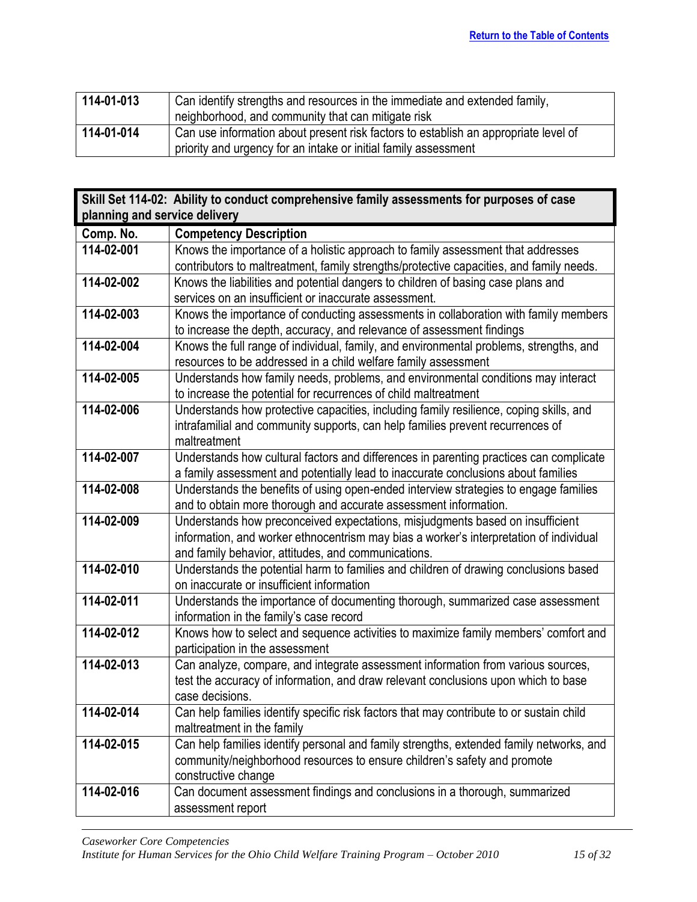| | |
|---|---|
| **114-01-013** | Can identify strengths and resources in the immediate and extended family, neighborhood, and community that can mitigate risk |
| **114-01-014** | Can use information about present risk factors to establish an appropriate level of priority and urgency for an intake or initial family assessment |

| **Skill Set 114-02: Ability to conduct comprehensive family assessments for purposes of case planning and service delivery** | |
|---|---|
| **Comp. No.** | **Competency Description** |
| **114-02-001** | Knows the importance of a holistic approach to family assessment that addresses contributors to maltreatment, family strengths/protective capacities, and family needs. |
| **114-02-002** | Knows the liabilities and potential dangers to children of basing case plans and services on an insufficient or inaccurate assessment. |
| **114-02-003** | Knows the importance of conducting assessments in collaboration with family members to increase the depth, accuracy, and relevance of assessment findings |
| **114-02-004** | Knows the full range of individual, family, and environmental problems, strengths, and resources to be addressed in a child welfare family assessment |
| **114-02-005** | Understands how family needs, problems, and environmental conditions may interact to increase the potential for recurrences of child maltreatment |
| **114-02-006** | Understands how protective capacities, including family resilience, coping skills, and intrafamilial and community supports, can help families prevent recurrences of maltreatment |
| **114-02-007** | Understands how cultural factors and differences in parenting practices can complicate a family assessment and potentially lead to inaccurate conclusions about families |
| **114-02-008** | Understands the benefits of using open-ended interview strategies to engage families and to obtain more thorough and accurate assessment information. |
| **114-02-009** | Understands how preconceived expectations, misjudgments based on insufficient information, and worker ethnocentrism may bias a worker's interpretation of individual and family behavior, attitudes, and communications. |
| **114-02-010** | Understands the potential harm to families and children of drawing conclusions based on inaccurate or insufficient information |
| **114-02-011** | Understands the importance of documenting thorough, summarized case assessment information in the family's case record |
| **114-02-012** | Knows how to select and sequence activities to maximize family members' comfort and participation in the assessment |
| **114-02-013** | Can analyze, compare, and integrate assessment information from various sources, test the accuracy of information, and draw relevant conclusions upon which to base case decisions. |
| **114-02-014** | Can help families identify specific risk factors that may contribute to or sustain child maltreatment in the family |
| **114-02-015** | Can help families identify personal and family strengths, extended family networks, and community/neighborhood resources to ensure children's safety and promote constructive change |
| **114-02-016** | Can document assessment findings and conclusions in a thorough, summarized assessment report |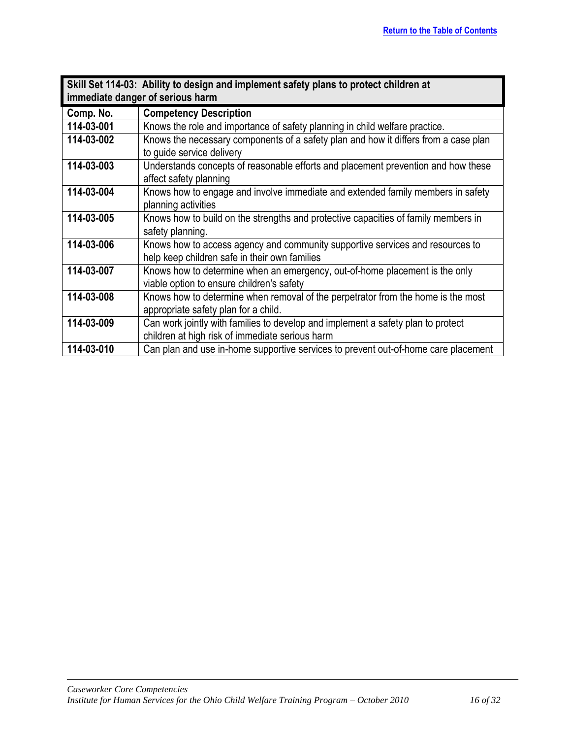[Return to the Table of Contents](#)

| **Skill Set 114-03: Ability to design and implement safety plans to protect children at immediate danger of serious harm** | |
|---|---|
| **Comp. No.** | **Competency Description** |
| **114-03-001** | Knows the role and importance of safety planning in child welfare practice. |
| **114-03-002** | Knows the necessary components of a safety plan and how it differs from a case plan to guide service delivery |
| **114-03-003** | Understands concepts of reasonable efforts and placement prevention and how these affect safety planning |
| **114-03-004** | Knows how to engage and involve immediate and extended family members in safety planning activities |
| **114-03-005** | Knows how to build on the strengths and protective capacities of family members in safety planning. |
| **114-03-006** | Knows how to access agency and community supportive services and resources to help keep children safe in their own families |
| **114-03-007** | Knows how to determine when an emergency, out-of-home placement is the only viable option to ensure children's safety |
| **114-03-008** | Knows how to determine when removal of the perpetrator from the home is the most appropriate safety plan for a child. |
| **114-03-009** | Can work jointly with families to develop and implement a safety plan to protect children at high risk of immediate serious harm |
| **114-03-010** | Can plan and use in-home supportive services to prevent out-of-home care placement |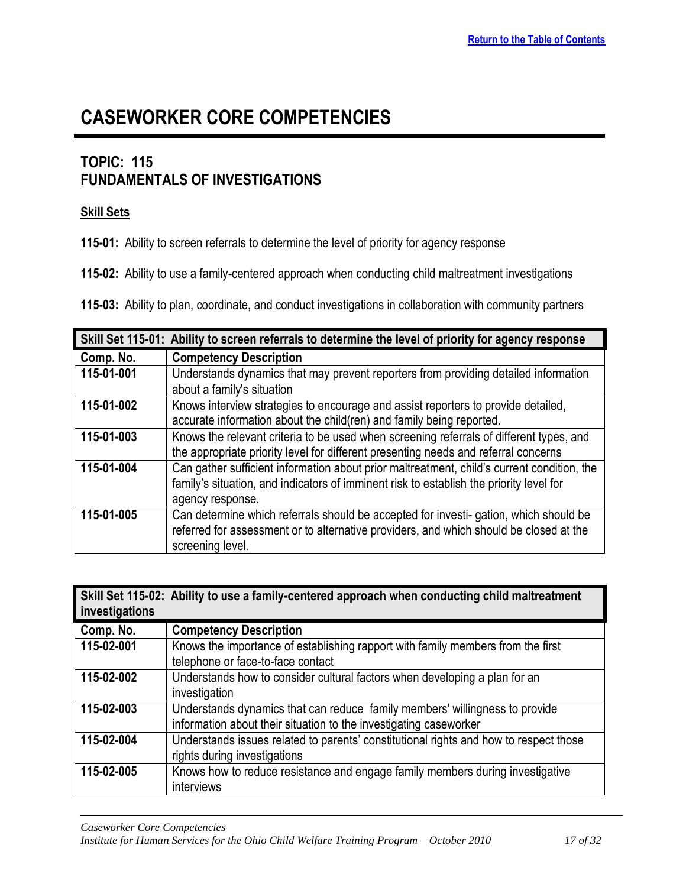# CASEWORKER CORE COMPETENCIES

## TOPIC: 115
## FUNDAMENTALS OF INVESTIGATIONS

### Skill Sets

**115-01:** Ability to screen referrals to determine the level of priority for agency response

**115-02:** Ability to use a family-centered approach when conducting child maltreatment investigations

**115-03:** Ability to plan, coordinate, and conduct investigations in collaboration with community partners

| Skill Set 115-01: Ability to screen referrals to determine the level of priority for agency response | |
|---|---|
| **Comp. No.** | **Competency Description** |
| **115-01-001** | Understands dynamics that may prevent reporters from providing detailed information about a family's situation |
| **115-01-002** | Knows interview strategies to encourage and assist reporters to provide detailed, accurate information about the child(ren) and family being reported. |
| **115-01-003** | Knows the relevant criteria to be used when screening referrals of different types, and the appropriate priority level for different presenting needs and referral concerns |
| **115-01-004** | Can gather sufficient information about prior maltreatment, child's current condition, the family's situation, and indicators of imminent risk to establish the priority level for agency response. |
| **115-01-005** | Can determine which referrals should be accepted for investi- gation, which should be referred for assessment or to alternative providers, and which should be closed at the screening level. |

| Skill Set 115-02: Ability to use a family-centered approach when conducting child maltreatment investigations | |
|---|---|
| **Comp. No.** | **Competency Description** |
| **115-02-001** | Knows the importance of establishing rapport with family members from the first telephone or face-to-face contact |
| **115-02-002** | Understands how to consider cultural factors when developing a plan for an investigation |
| **115-02-003** | Understands dynamics that can reduce family members' willingness to provide information about their situation to the investigating caseworker |
| **115-02-004** | Understands issues related to parents' constitutional rights and how to respect those rights during investigations |
| **115-02-005** | Knows how to reduce resistance and engage family members during investigative interviews |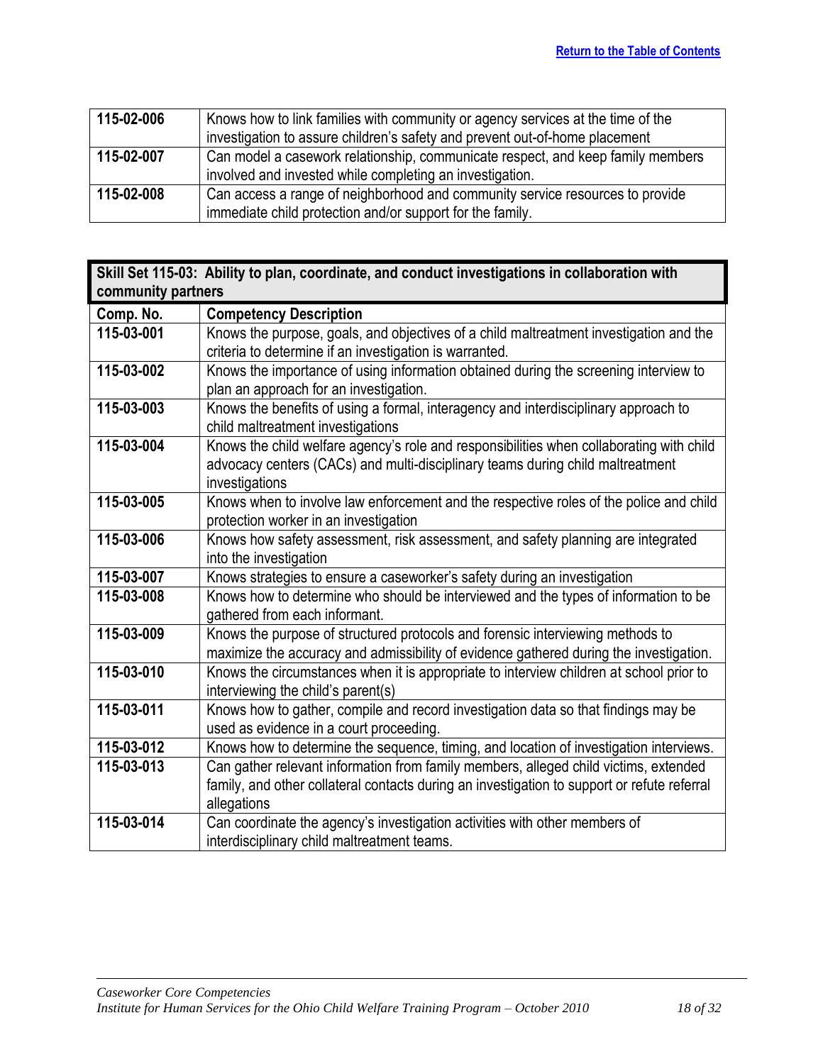[Return to the Table of Contents](#)

| | |
|---|---|
| **115-02-006** | Knows how to link families with community or agency services at the time of the investigation to assure children's safety and prevent out-of-home placement |
| **115-02-007** | Can model a casework relationship, communicate respect, and keep family members involved and invested while completing an investigation. |
| **115-02-008** | Can access a range of neighborhood and community service resources to provide immediate child protection and/or support for the family. |

**Skill Set 115-03: Ability to plan, coordinate, and conduct investigations in collaboration with community partners**

| Comp. No. | Competency Description |
|---|---|
| **115-03-001** | Knows the purpose, goals, and objectives of a child maltreatment investigation and the criteria to determine if an investigation is warranted. |
| **115-03-002** | Knows the importance of using information obtained during the screening interview to plan an approach for an investigation. |
| **115-03-003** | Knows the benefits of using a formal, interagency and interdisciplinary approach to child maltreatment investigations |
| **115-03-004** | Knows the child welfare agency's role and responsibilities when collaborating with child advocacy centers (CACs) and multi-disciplinary teams during child maltreatment investigations |
| **115-03-005** | Knows when to involve law enforcement and the respective roles of the police and child protection worker in an investigation |
| **115-03-006** | Knows how safety assessment, risk assessment, and safety planning are integrated into the investigation |
| **115-03-007** | Knows strategies to ensure a caseworker's safety during an investigation |
| **115-03-008** | Knows how to determine who should be interviewed and the types of information to be gathered from each informant. |
| **115-03-009** | Knows the purpose of structured protocols and forensic interviewing methods to maximize the accuracy and admissibility of evidence gathered during the investigation. |
| **115-03-010** | Knows the circumstances when it is appropriate to interview children at school prior to interviewing the child's parent(s) |
| **115-03-011** | Knows how to gather, compile and record investigation data so that findings may be used as evidence in a court proceeding. |
| **115-03-012** | Knows how to determine the sequence, timing, and location of investigation interviews. |
| **115-03-013** | Can gather relevant information from family members, alleged child victims, extended family, and other collateral contacts during an investigation to support or refute referral allegations |
| **115-03-014** | Can coordinate the agency's investigation activities with other members of interdisciplinary child maltreatment teams. |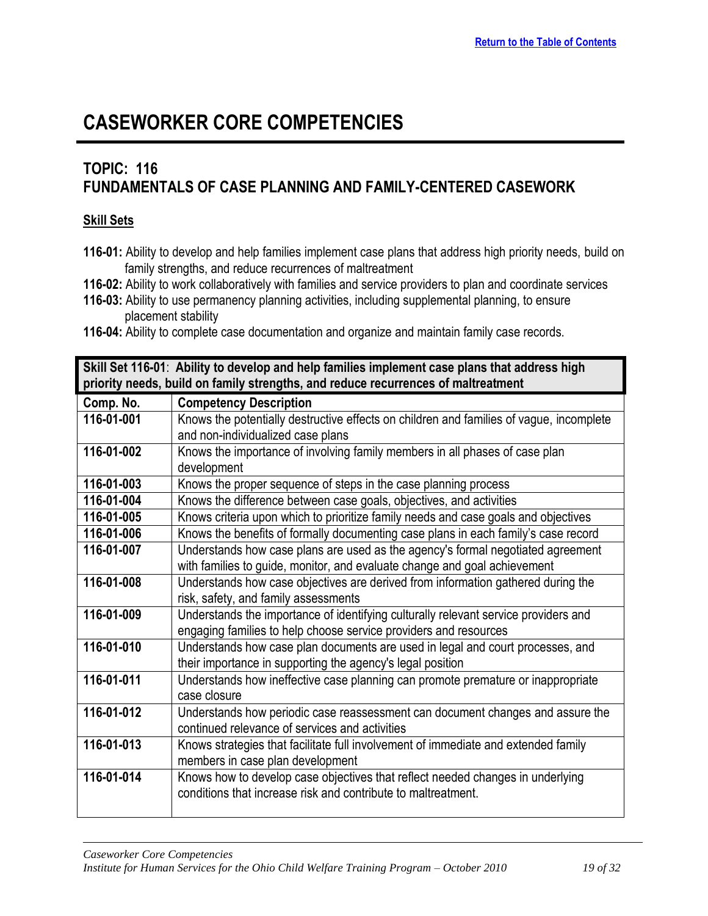# CASEWORKER CORE COMPETENCIES

## TOPIC: 116
## FUNDAMENTALS OF CASE PLANNING AND FAMILY-CENTERED CASEWORK

**Skill Sets**

- **116-01:** Ability to develop and help families implement case plans that address high priority needs, build on family strengths, and reduce recurrences of maltreatment
- **116-02:** Ability to work collaboratively with families and service providers to plan and coordinate services
- **116-03:** Ability to use permanency planning activities, including supplemental planning, to ensure placement stability
- **116-04:** Ability to complete case documentation and organize and maintain family case records.

| **Skill Set 116-01**: **Ability to develop and help families implement case plans that address high priority needs, build on family strengths, and reduce recurrences of maltreatment** | |
|---|---|
| **Comp. No.** | **Competency Description** |
| **116-01-001** | Knows the potentially destructive effects on children and families of vague, incomplete and non-individualized case plans |
| **116-01-002** | Knows the importance of involving family members in all phases of case plan development |
| **116-01-003** | Knows the proper sequence of steps in the case planning process |
| **116-01-004** | Knows the difference between case goals, objectives, and activities |
| **116-01-005** | Knows criteria upon which to prioritize family needs and case goals and objectives |
| **116-01-006** | Knows the benefits of formally documenting case plans in each family's case record |
| **116-01-007** | Understands how case plans are used as the agency's formal negotiated agreement with families to guide, monitor, and evaluate change and goal achievement |
| **116-01-008** | Understands how case objectives are derived from information gathered during the risk, safety, and family assessments |
| **116-01-009** | Understands the importance of identifying culturally relevant service providers and engaging families to help choose service providers and resources |
| **116-01-010** | Understands how case plan documents are used in legal and court processes, and their importance in supporting the agency's legal position |
| **116-01-011** | Understands how ineffective case planning can promote premature or inappropriate case closure |
| **116-01-012** | Understands how periodic case reassessment can document changes and assure the continued relevance of services and activities |
| **116-01-013** | Knows strategies that facilitate full involvement of immediate and extended family members in case plan development |
| **116-01-014** | Knows how to develop case objectives that reflect needed changes in underlying conditions that increase risk and contribute to maltreatment. |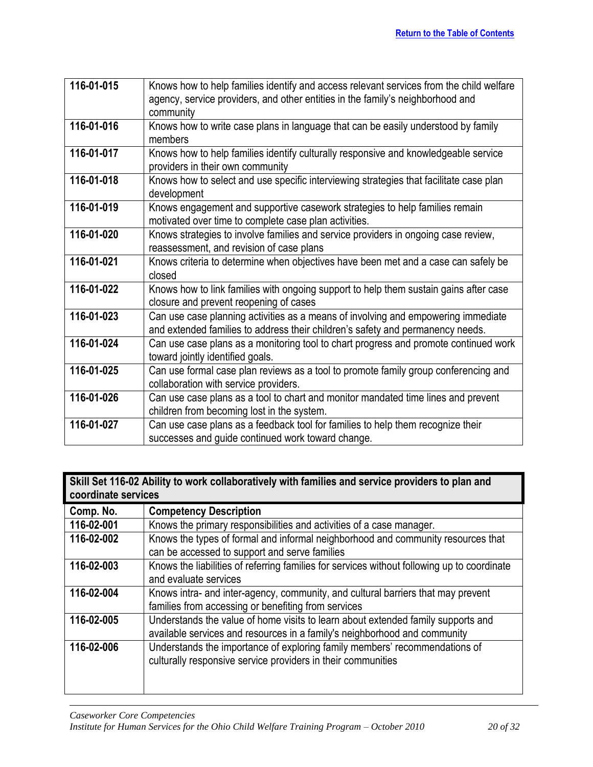[Return to the Table of Contents](#)

| | |
|---|---|
| **116-01-015** | Knows how to help families identify and access relevant services from the child welfare agency, service providers, and other entities in the family's neighborhood and community |
| **116-01-016** | Knows how to write case plans in language that can be easily understood by family members |
| **116-01-017** | Knows how to help families identify culturally responsive and knowledgeable service providers in their own community |
| **116-01-018** | Knows how to select and use specific interviewing strategies that facilitate case plan development |
| **116-01-019** | Knows engagement and supportive casework strategies to help families remain motivated over time to complete case plan activities. |
| **116-01-020** | Knows strategies to involve families and service providers in ongoing case review, reassessment, and revision of case plans |
| **116-01-021** | Knows criteria to determine when objectives have been met and a case can safely be closed |
| **116-01-022** | Knows how to link families with ongoing support to help them sustain gains after case closure and prevent reopening of cases |
| **116-01-023** | Can use case planning activities as a means of involving and empowering immediate and extended families to address their children's safety and permanency needs. |
| **116-01-024** | Can use case plans as a monitoring tool to chart progress and promote continued work toward jointly identified goals. |
| **116-01-025** | Can use formal case plan reviews as a tool to promote family group conferencing and collaboration with service providers. |
| **116-01-026** | Can use case plans as a tool to chart and monitor mandated time lines and prevent children from becoming lost in the system. |
| **116-01-027** | Can use case plans as a feedback tool for families to help them recognize their successes and guide continued work toward change. |

**Skill Set 116-02 Ability to work collaboratively with families and service providers to plan and coordinate services**

| Comp. No. | Competency Description |
|---|---|
| **116-02-001** | Knows the primary responsibilities and activities of a case manager. |
| **116-02-002** | Knows the types of formal and informal neighborhood and community resources that can be accessed to support and serve families |
| **116-02-003** | Knows the liabilities of referring families for services without following up to coordinate and evaluate services |
| **116-02-004** | Knows intra- and inter-agency, community, and cultural barriers that may prevent families from accessing or benefiting from services |
| **116-02-005** | Understands the value of home visits to learn about extended family supports and available services and resources in a family's neighborhood and community |
| **116-02-006** | Understands the importance of exploring family members' recommendations of culturally responsive service providers in their communities |

*Caseworker Core Competencies*
*Institute for Human Services for the Ohio Child Welfare Training Program – October 2010*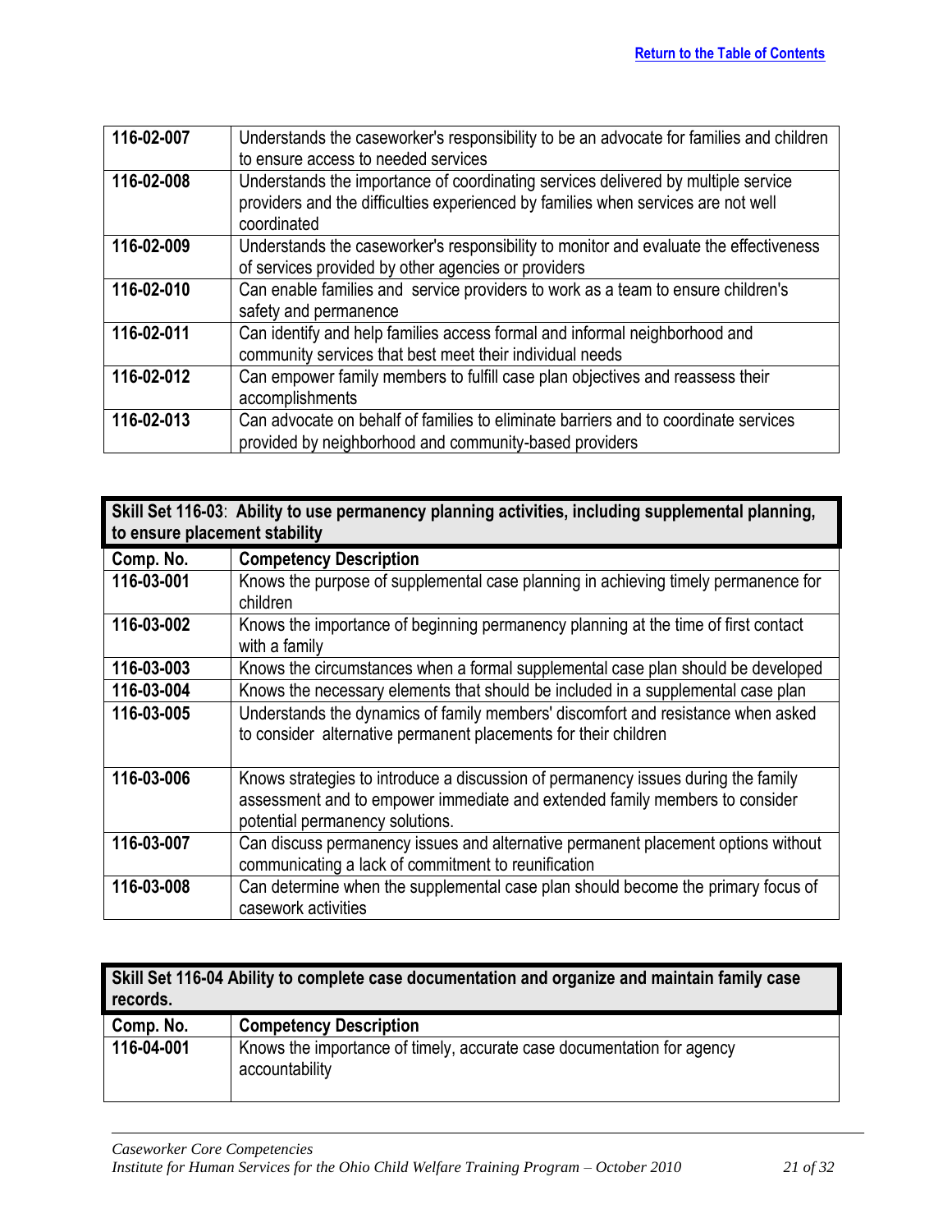[Return to the Table of Contents](#)

| | |
|---|---|
| **116-02-007** | Understands the caseworker's responsibility to be an advocate for families and children to ensure access to needed services |
| **116-02-008** | Understands the importance of coordinating services delivered by multiple service providers and the difficulties experienced by families when services are not well coordinated |
| **116-02-009** | Understands the caseworker's responsibility to monitor and evaluate the effectiveness of services provided by other agencies or providers |
| **116-02-010** | Can enable families and service providers to work as a team to ensure children's safety and permanence |
| **116-02-011** | Can identify and help families access formal and informal neighborhood and community services that best meet their individual needs |
| **116-02-012** | Can empower family members to fulfill case plan objectives and reassess their accomplishments |
| **116-02-013** | Can advocate on behalf of families to eliminate barriers and to coordinate services provided by neighborhood and community-based providers |

**Skill Set 116-03**: **Ability to use permanency planning activities, including supplemental planning, to ensure placement stability**

| Comp. No. | Competency Description |
|---|---|
| **116-03-001** | Knows the purpose of supplemental case planning in achieving timely permanence for children |
| **116-03-002** | Knows the importance of beginning permanency planning at the time of first contact with a family |
| **116-03-003** | Knows the circumstances when a formal supplemental case plan should be developed |
| **116-03-004** | Knows the necessary elements that should be included in a supplemental case plan |
| **116-03-005** | Understands the dynamics of family members' discomfort and resistance when asked to consider alternative permanent placements for their children |
| **116-03-006** | Knows strategies to introduce a discussion of permanency issues during the family assessment and to empower immediate and extended family members to consider potential permanency solutions. |
| **116-03-007** | Can discuss permanency issues and alternative permanent placement options without communicating a lack of commitment to reunification |
| **116-03-008** | Can determine when the supplemental case plan should become the primary focus of casework activities |

**Skill Set 116-04 Ability to complete case documentation and organize and maintain family case records.**

| Comp. No. | Competency Description |
|---|---|
| **116-04-001** | Knows the importance of timely, accurate case documentation for agency accountability |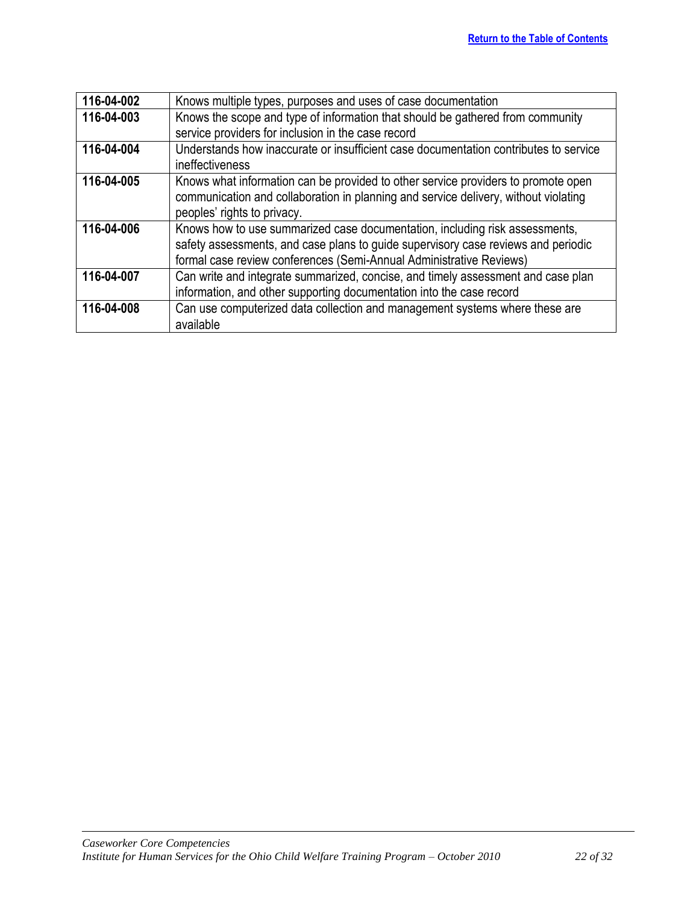[Return to the Table of Contents]

| | |
|---|---|
| **116-04-002** | Knows multiple types, purposes and uses of case documentation |
| **116-04-003** | Knows the scope and type of information that should be gathered from community service providers for inclusion in the case record |
| **116-04-004** | Understands how inaccurate or insufficient case documentation contributes to service ineffectiveness |
| **116-04-005** | Knows what information can be provided to other service providers to promote open communication and collaboration in planning and service delivery, without violating peoples' rights to privacy. |
| **116-04-006** | Knows how to use summarized case documentation, including risk assessments, safety assessments, and case plans to guide supervisory case reviews and periodic formal case review conferences (Semi-Annual Administrative Reviews) |
| **116-04-007** | Can write and integrate summarized, concise, and timely assessment and case plan information, and other supporting documentation into the case record |
| **116-04-008** | Can use computerized data collection and management systems where these are available |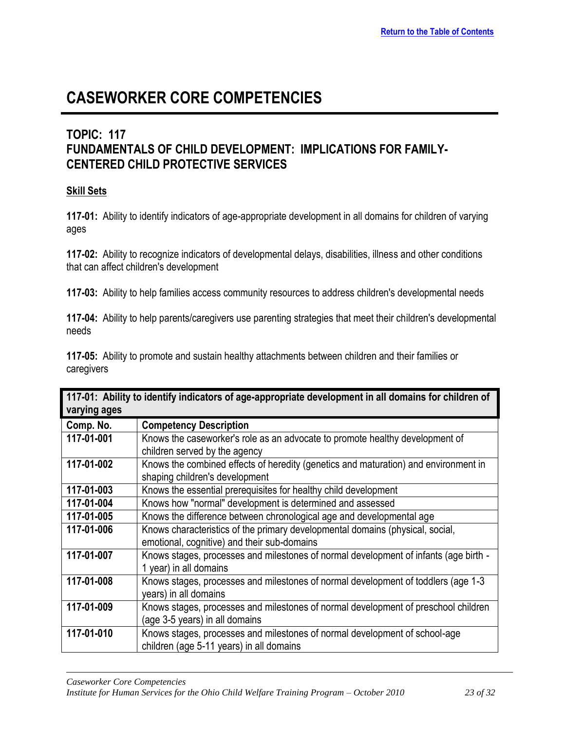Return to the Table of Contents

# CASEWORKER CORE COMPETENCIES

## TOPIC: 117
## FUNDAMENTALS OF CHILD DEVELOPMENT: IMPLICATIONS FOR FAMILY-CENTERED CHILD PROTECTIVE SERVICES

**Skill Sets**

**117-01:** Ability to identify indicators of age-appropriate development in all domains for children of varying ages

**117-02:** Ability to recognize indicators of developmental delays, disabilities, illness and other conditions that can affect children's development

**117-03:** Ability to help families access community resources to address children's developmental needs

**117-04:** Ability to help parents/caregivers use parenting strategies that meet their children's developmental needs

**117-05:** Ability to promote and sustain healthy attachments between children and their families or caregivers

| **117-01: Ability to identify indicators of age-appropriate development in all domains for children of varying ages** | |
|---|---|
| **Comp. No.** | **Competency Description** |
| **117-01-001** | Knows the caseworker's role as an advocate to promote healthy development of children served by the agency |
| **117-01-002** | Knows the combined effects of heredity (genetics and maturation) and environment in shaping children's development |
| **117-01-003** | Knows the essential prerequisites for healthy child development |
| **117-01-004** | Knows how "normal" development is determined and assessed |
| **117-01-005** | Knows the difference between chronological age and developmental age |
| **117-01-006** | Knows characteristics of the primary developmental domains (physical, social, emotional, cognitive) and their sub-domains |
| **117-01-007** | Knows stages, processes and milestones of normal development of infants (age birth - 1 year) in all domains |
| **117-01-008** | Knows stages, processes and milestones of normal development of toddlers (age 1-3 years) in all domains |
| **117-01-009** | Knows stages, processes and milestones of normal development of preschool children (age 3-5 years) in all domains |
| **117-01-010** | Knows stages, processes and milestones of normal development of school-age children (age 5-11 years) in all domains |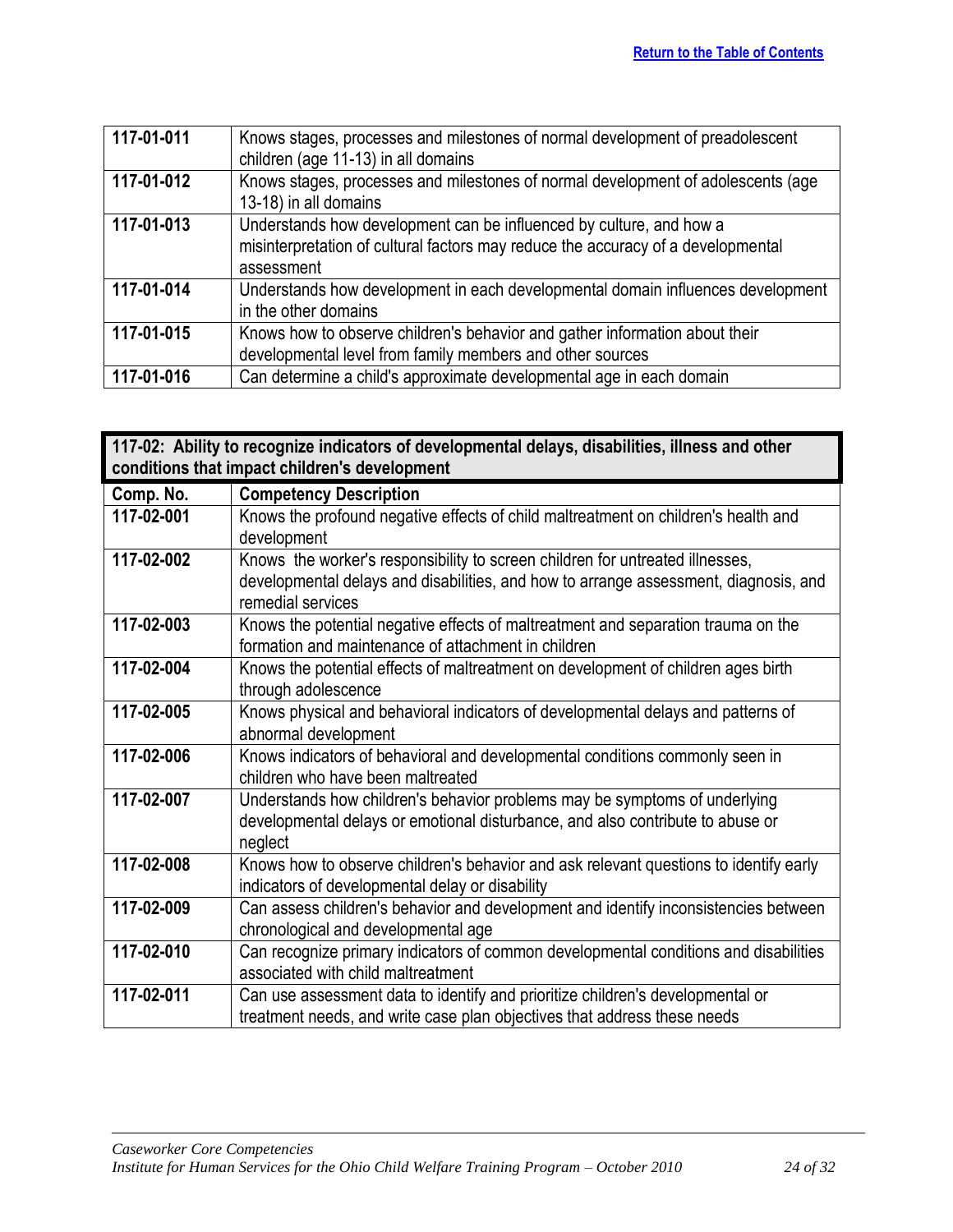| | |
|---|---|
| **117-01-011** | Knows stages, processes and milestones of normal development of preadolescent children (age 11-13) in all domains |
| **117-01-012** | Knows stages, processes and milestones of normal development of adolescents (age 13-18) in all domains |
| **117-01-013** | Understands how development can be influenced by culture, and how a misinterpretation of cultural factors may reduce the accuracy of a developmental assessment |
| **117-01-014** | Understands how development in each developmental domain influences development in the other domains |
| **117-01-015** | Knows how to observe children's behavior and gather information about their developmental level from family members and other sources |
| **117-01-016** | Can determine a child's approximate developmental age in each domain |

**117-02: Ability to recognize indicators of developmental delays, disabilities, illness and other conditions that impact children's development**

| Comp. No. | Competency Description |
|---|---|
| **117-02-001** | Knows the profound negative effects of child maltreatment on children's health and development |
| **117-02-002** | Knows the worker's responsibility to screen children for untreated illnesses, developmental delays and disabilities, and how to arrange assessment, diagnosis, and remedial services |
| **117-02-003** | Knows the potential negative effects of maltreatment and separation trauma on the formation and maintenance of attachment in children |
| **117-02-004** | Knows the potential effects of maltreatment on development of children ages birth through adolescence |
| **117-02-005** | Knows physical and behavioral indicators of developmental delays and patterns of abnormal development |
| **117-02-006** | Knows indicators of behavioral and developmental conditions commonly seen in children who have been maltreated |
| **117-02-007** | Understands how children's behavior problems may be symptoms of underlying developmental delays or emotional disturbance, and also contribute to abuse or neglect |
| **117-02-008** | Knows how to observe children's behavior and ask relevant questions to identify early indicators of developmental delay or disability |
| **117-02-009** | Can assess children's behavior and development and identify inconsistencies between chronological and developmental age |
| **117-02-010** | Can recognize primary indicators of common developmental conditions and disabilities associated with child maltreatment |
| **117-02-011** | Can use assessment data to identify and prioritize children's developmental or treatment needs, and write case plan objectives that address these needs |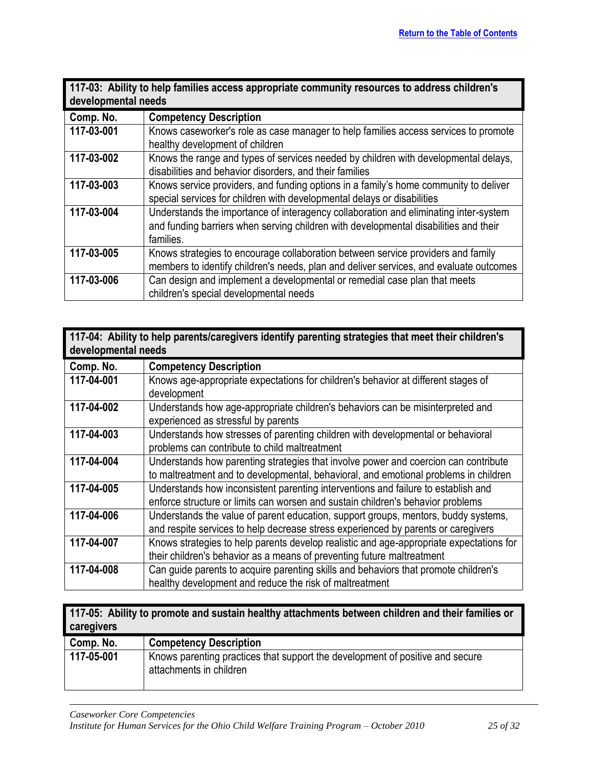Return to the Table of Contents

| 117-03: Ability to help families access appropriate community resources to address children's developmental needs | |
|---|---|
| **Comp. No.** | **Competency Description** |
| **117-03-001** | Knows caseworker's role as case manager to help families access services to promote healthy development of children |
| **117-03-002** | Knows the range and types of services needed by children with developmental delays, disabilities and behavior disorders, and their families |
| **117-03-003** | Knows service providers, and funding options in a family's home community to deliver special services for children with developmental delays or disabilities |
| **117-03-004** | Understands the importance of interagency collaboration and eliminating inter-system and funding barriers when serving children with developmental disabilities and their families. |
| **117-03-005** | Knows strategies to encourage collaboration between service providers and family members to identify children's needs, plan and deliver services, and evaluate outcomes |
| **117-03-006** | Can design and implement a developmental or remedial case plan that meets children's special developmental needs |

| 117-04: Ability to help parents/caregivers identify parenting strategies that meet their children's developmental needs | |
|---|---|
| **Comp. No.** | **Competency Description** |
| **117-04-001** | Knows age-appropriate expectations for children's behavior at different stages of development |
| **117-04-002** | Understands how age-appropriate children's behaviors can be misinterpreted and experienced as stressful by parents |
| **117-04-003** | Understands how stresses of parenting children with developmental or behavioral problems can contribute to child maltreatment |
| **117-04-004** | Understands how parenting strategies that involve power and coercion can contribute to maltreatment and to developmental, behavioral, and emotional problems in children |
| **117-04-005** | Understands how inconsistent parenting interventions and failure to establish and enforce structure or limits can worsen and sustain children's behavior problems |
| **117-04-006** | Understands the value of parent education, support groups, mentors, buddy systems, and respite services to help decrease stress experienced by parents or caregivers |
| **117-04-007** | Knows strategies to help parents develop realistic and age-appropriate expectations for their children's behavior as a means of preventing future maltreatment |
| **117-04-008** | Can guide parents to acquire parenting skills and behaviors that promote children's healthy development and reduce the risk of maltreatment |

| 117-05: Ability to promote and sustain healthy attachments between children and their families or caregivers | |
|---|---|
| **Comp. No.** | **Competency Description** |
| **117-05-001** | Knows parenting practices that support the development of positive and secure attachments in children |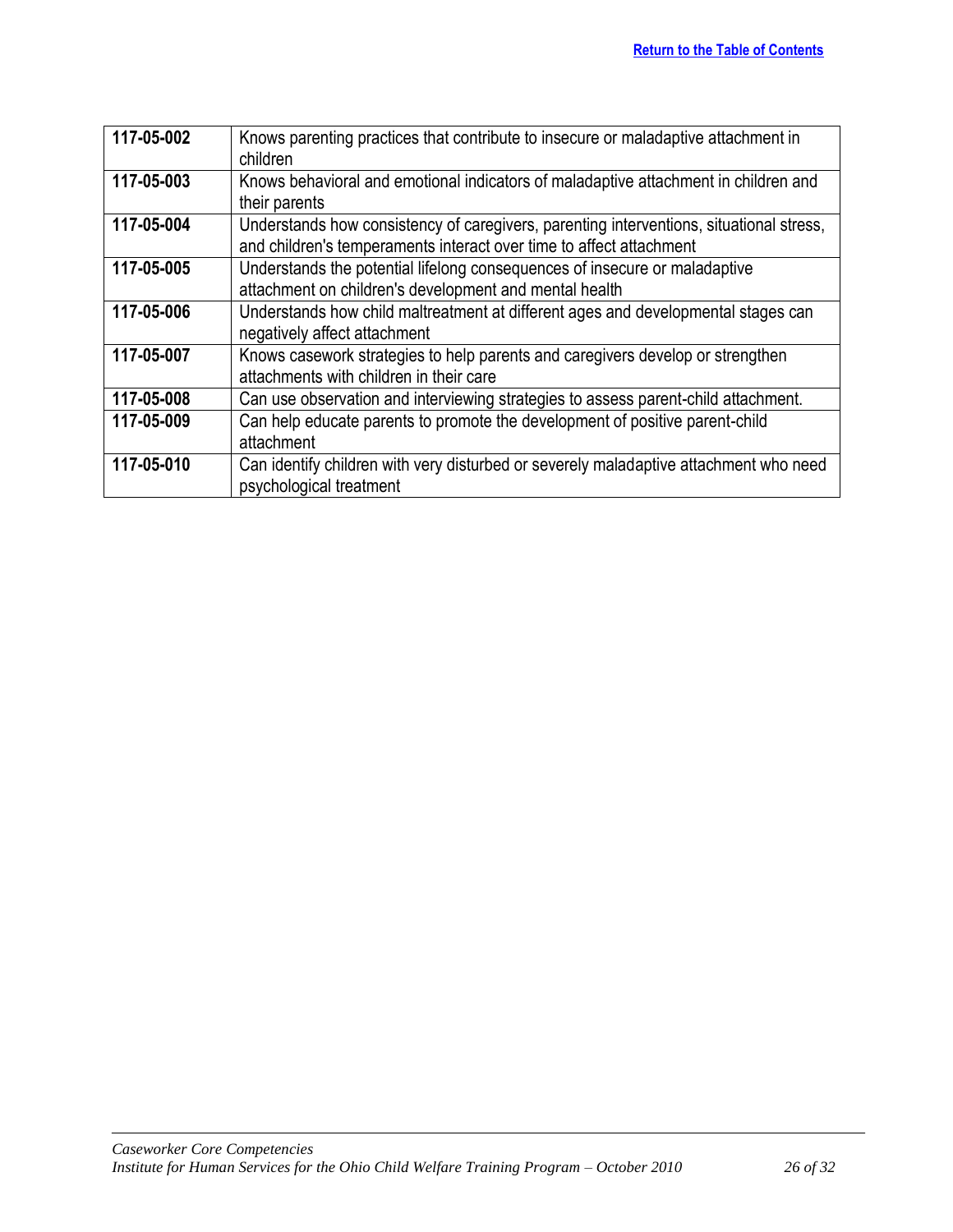[Return to the Table of Contents]

| | |
|---|---|
| **117-05-002** | Knows parenting practices that contribute to insecure or maladaptive attachment in children |
| **117-05-003** | Knows behavioral and emotional indicators of maladaptive attachment in children and their parents |
| **117-05-004** | Understands how consistency of caregivers, parenting interventions, situational stress, and children's temperaments interact over time to affect attachment |
| **117-05-005** | Understands the potential lifelong consequences of insecure or maladaptive attachment on children's development and mental health |
| **117-05-006** | Understands how child maltreatment at different ages and developmental stages can negatively affect attachment |
| **117-05-007** | Knows casework strategies to help parents and caregivers develop or strengthen attachments with children in their care |
| **117-05-008** | Can use observation and interviewing strategies to assess parent-child attachment. |
| **117-05-009** | Can help educate parents to promote the development of positive parent-child attachment |
| **117-05-010** | Can identify children with very disturbed or severely maladaptive attachment who need psychological treatment |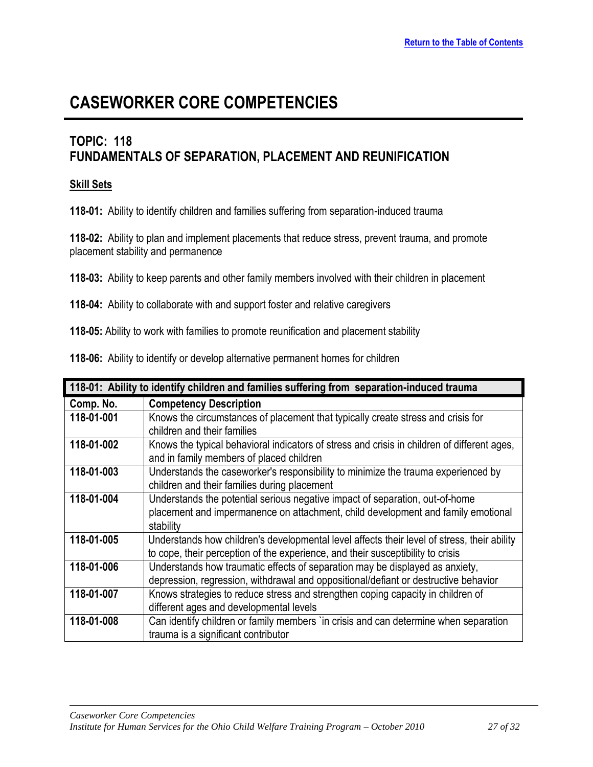# CASEWORKER CORE COMPETENCIES

## TOPIC: 118
## FUNDAMENTALS OF SEPARATION, PLACEMENT AND REUNIFICATION

**Skill Sets**

**118-01:** Ability to identify children and families suffering from separation-induced trauma

**118-02:** Ability to plan and implement placements that reduce stress, prevent trauma, and promote placement stability and permanence

**118-03:** Ability to keep parents and other family members involved with their children in placement

**118-04:** Ability to collaborate with and support foster and relative caregivers

**118-05:** Ability to work with families to promote reunification and placement stability

**118-06:** Ability to identify or develop alternative permanent homes for children

| **118-01: Ability to identify children and families suffering from separation-induced trauma** | |
|---|---|
| **Comp. No.** | **Competency Description** |
| **118-01-001** | Knows the circumstances of placement that typically create stress and crisis for children and their families |
| **118-01-002** | Knows the typical behavioral indicators of stress and crisis in children of different ages, and in family members of placed children |
| **118-01-003** | Understands the caseworker's responsibility to minimize the trauma experienced by children and their families during placement |
| **118-01-004** | Understands the potential serious negative impact of separation, out-of-home placement and impermanence on attachment, child development and family emotional stability |
| **118-01-005** | Understands how children's developmental level affects their level of stress, their ability to cope, their perception of the experience, and their susceptibility to crisis |
| **118-01-006** | Understands how traumatic effects of separation may be displayed as anxiety, depression, regression, withdrawal and oppositional/defiant or destructive behavior |
| **118-01-007** | Knows strategies to reduce stress and strengthen coping capacity in children of different ages and developmental levels |
| **118-01-008** | Can identify children or family members `in crisis and can determine when separation trauma is a significant contributor |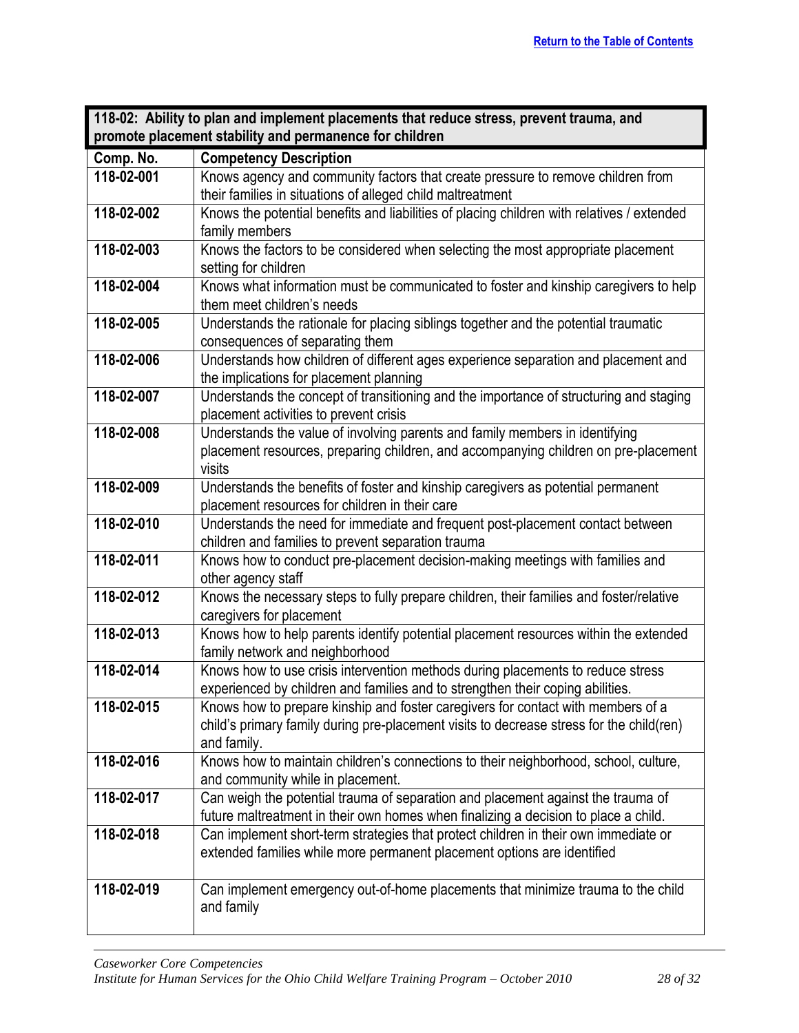Return to the Table of Contents

| 118-02: Ability to plan and implement placements that reduce stress, prevent trauma, and promote placement stability and permanence for children | |
|---|---|
| **Comp. No.** | **Competency Description** |
| **118-02-001** | Knows agency and community factors that create pressure to remove children from their families in situations of alleged child maltreatment |
| **118-02-002** | Knows the potential benefits and liabilities of placing children with relatives / extended family members |
| **118-02-003** | Knows the factors to be considered when selecting the most appropriate placement setting for children |
| **118-02-004** | Knows what information must be communicated to foster and kinship caregivers to help them meet children's needs |
| **118-02-005** | Understands the rationale for placing siblings together and the potential traumatic consequences of separating them |
| **118-02-006** | Understands how children of different ages experience separation and placement and the implications for placement planning |
| **118-02-007** | Understands the concept of transitioning and the importance of structuring and staging placement activities to prevent crisis |
| **118-02-008** | Understands the value of involving parents and family members in identifying placement resources, preparing children, and accompanying children on pre-placement visits |
| **118-02-009** | Understands the benefits of foster and kinship caregivers as potential permanent placement resources for children in their care |
| **118-02-010** | Understands the need for immediate and frequent post-placement contact between children and families to prevent separation trauma |
| **118-02-011** | Knows how to conduct pre-placement decision-making meetings with families and other agency staff |
| **118-02-012** | Knows the necessary steps to fully prepare children, their families and foster/relative caregivers for placement |
| **118-02-013** | Knows how to help parents identify potential placement resources within the extended family network and neighborhood |
| **118-02-014** | Knows how to use crisis intervention methods during placements to reduce stress experienced by children and families and to strengthen their coping abilities. |
| **118-02-015** | Knows how to prepare kinship and foster caregivers for contact with members of a child's primary family during pre-placement visits to decrease stress for the child(ren) and family. |
| **118-02-016** | Knows how to maintain children's connections to their neighborhood, school, culture, and community while in placement. |
| **118-02-017** | Can weigh the potential trauma of separation and placement against the trauma of future maltreatment in their own homes when finalizing a decision to place a child. |
| **118-02-018** | Can implement short-term strategies that protect children in their own immediate or extended families while more permanent placement options are identified |
| **118-02-019** | Can implement emergency out-of-home placements that minimize trauma to the child and family |

*Caseworker Core Competencies*
*Institute for Human Services for the Ohio Child Welfare Training Program – October 2010*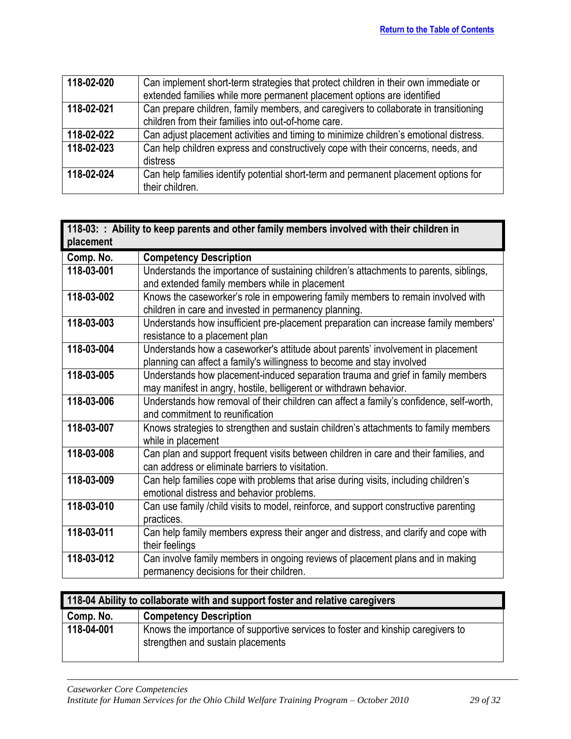| | |
|---|---|
| **118-02-020** | Can implement short-term strategies that protect children in their own immediate or extended families while more permanent placement options are identified |
| **118-02-021** | Can prepare children, family members, and caregivers to collaborate in transitioning children from their families into out-of-home care. |
| **118-02-022** | Can adjust placement activities and timing to minimize children's emotional distress. |
| **118-02-023** | Can help children express and constructively cope with their concerns, needs, and distress |
| **118-02-024** | Can help families identify potential short-term and permanent placement options for their children. |

| **118-03: : Ability to keep parents and other family members involved with their children in placement** | |
|---|---|
| **Comp. No.** | **Competency Description** |
| **118-03-001** | Understands the importance of sustaining children's attachments to parents, siblings, and extended family members while in placement |
| **118-03-002** | Knows the caseworker's role in empowering family members to remain involved with children in care and invested in permanency planning. |
| **118-03-003** | Understands how insufficient pre-placement preparation can increase family members' resistance to a placement plan |
| **118-03-004** | Understands how a caseworker's attitude about parents' involvement in placement planning can affect a family's willingness to become and stay involved |
| **118-03-005** | Understands how placement-induced separation trauma and grief in family members may manifest in angry, hostile, belligerent or withdrawn behavior. |
| **118-03-006** | Understands how removal of their children can affect a family's confidence, self-worth, and commitment to reunification |
| **118-03-007** | Knows strategies to strengthen and sustain children's attachments to family members while in placement |
| **118-03-008** | Can plan and support frequent visits between children in care and their families, and can address or eliminate barriers to visitation. |
| **118-03-009** | Can help families cope with problems that arise during visits, including children's emotional distress and behavior problems. |
| **118-03-010** | Can use family /child visits to model, reinforce, and support constructive parenting practices. |
| **118-03-011** | Can help family members express their anger and distress, and clarify and cope with their feelings |
| **118-03-012** | Can involve family members in ongoing reviews of placement plans and in making permanency decisions for their children. |

| **118-04 Ability to collaborate with and support foster and relative caregivers** | |
|---|---|
| **Comp. No.** | **Competency Description** |
| **118-04-001** | Knows the importance of supportive services to foster and kinship caregivers to strengthen and sustain placements |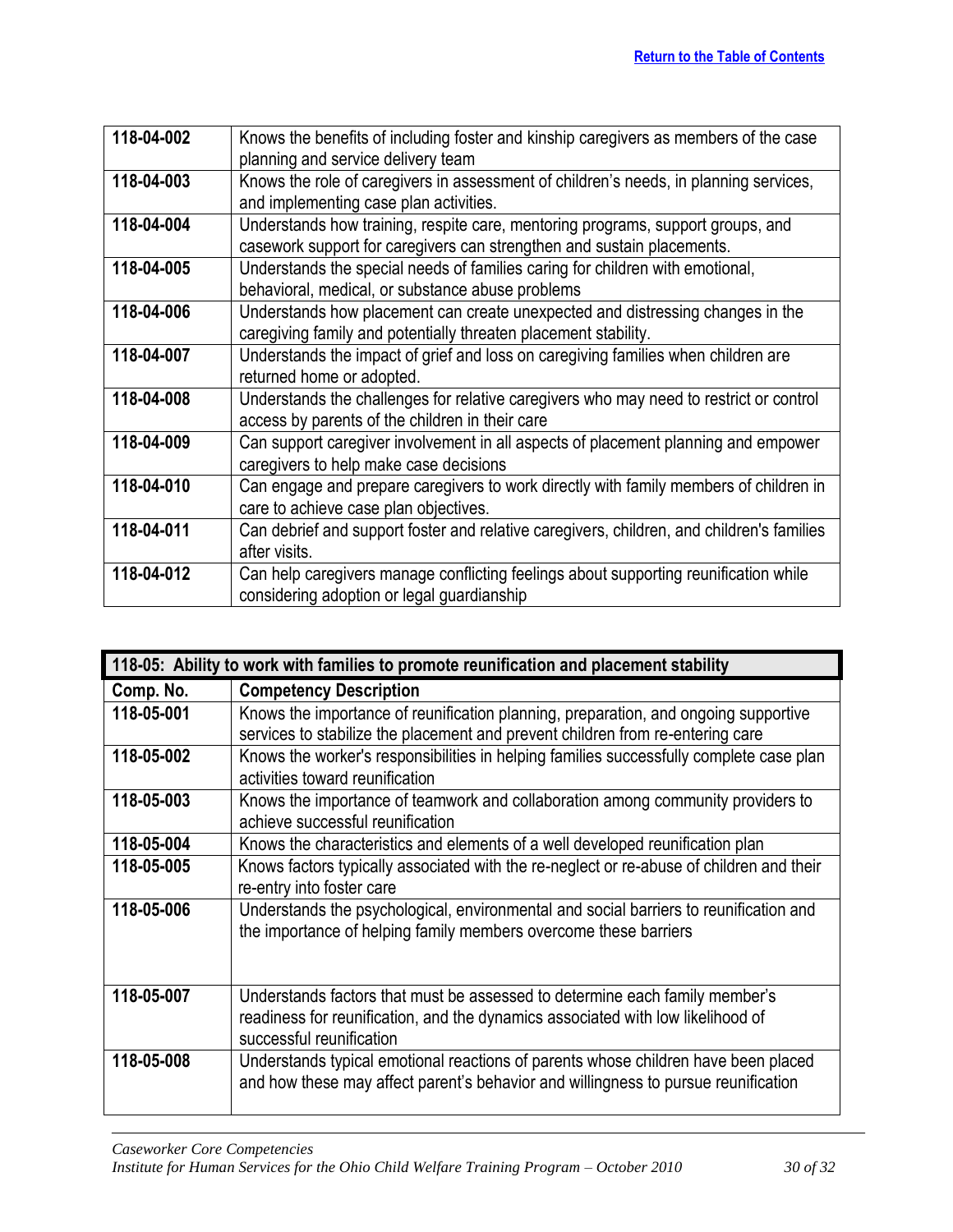| | |
|---|---|
| 118-04-002 | Knows the benefits of including foster and kinship caregivers as members of the case planning and service delivery team |
| 118-04-003 | Knows the role of caregivers in assessment of children's needs, in planning services, and implementing case plan activities. |
| 118-04-004 | Understands how training, respite care, mentoring programs, support groups, and casework support for caregivers can strengthen and sustain placements. |
| 118-04-005 | Understands the special needs of families caring for children with emotional, behavioral, medical, or substance abuse problems |
| 118-04-006 | Understands how placement can create unexpected and distressing changes in the caregiving family and potentially threaten placement stability. |
| 118-04-007 | Understands the impact of grief and loss on caregiving families when children are returned home or adopted. |
| 118-04-008 | Understands the challenges for relative caregivers who may need to restrict or control access by parents of the children in their care |
| 118-04-009 | Can support caregiver involvement in all aspects of placement planning and empower caregivers to help make case decisions |
| 118-04-010 | Can engage and prepare caregivers to work directly with family members of children in care to achieve case plan objectives. |
| 118-04-011 | Can debrief and support foster and relative caregivers, children, and children's families after visits. |
| 118-04-012 | Can help caregivers manage conflicting feelings about supporting reunification while considering adoption or legal guardianship |

| **118-05: Ability to work with families to promote reunification and placement stability** | |
|---|---|
| **Comp. No.** | **Competency Description** |
| 118-05-001 | Knows the importance of reunification planning, preparation, and ongoing supportive services to stabilize the placement and prevent children from re-entering care |
| 118-05-002 | Knows the worker's responsibilities in helping families successfully complete case plan activities toward reunification |
| 118-05-003 | Knows the importance of teamwork and collaboration among community providers to achieve successful reunification |
| 118-05-004 | Knows the characteristics and elements of a well developed reunification plan |
| 118-05-005 | Knows factors typically associated with the re-neglect or re-abuse of children and their re-entry into foster care |
| 118-05-006 | Understands the psychological, environmental and social barriers to reunification and the importance of helping family members overcome these barriers |
| 118-05-007 | Understands factors that must be assessed to determine each family member's readiness for reunification, and the dynamics associated with low likelihood of successful reunification |
| 118-05-008 | Understands typical emotional reactions of parents whose children have been placed and how these may affect parent's behavior and willingness to pursue reunification |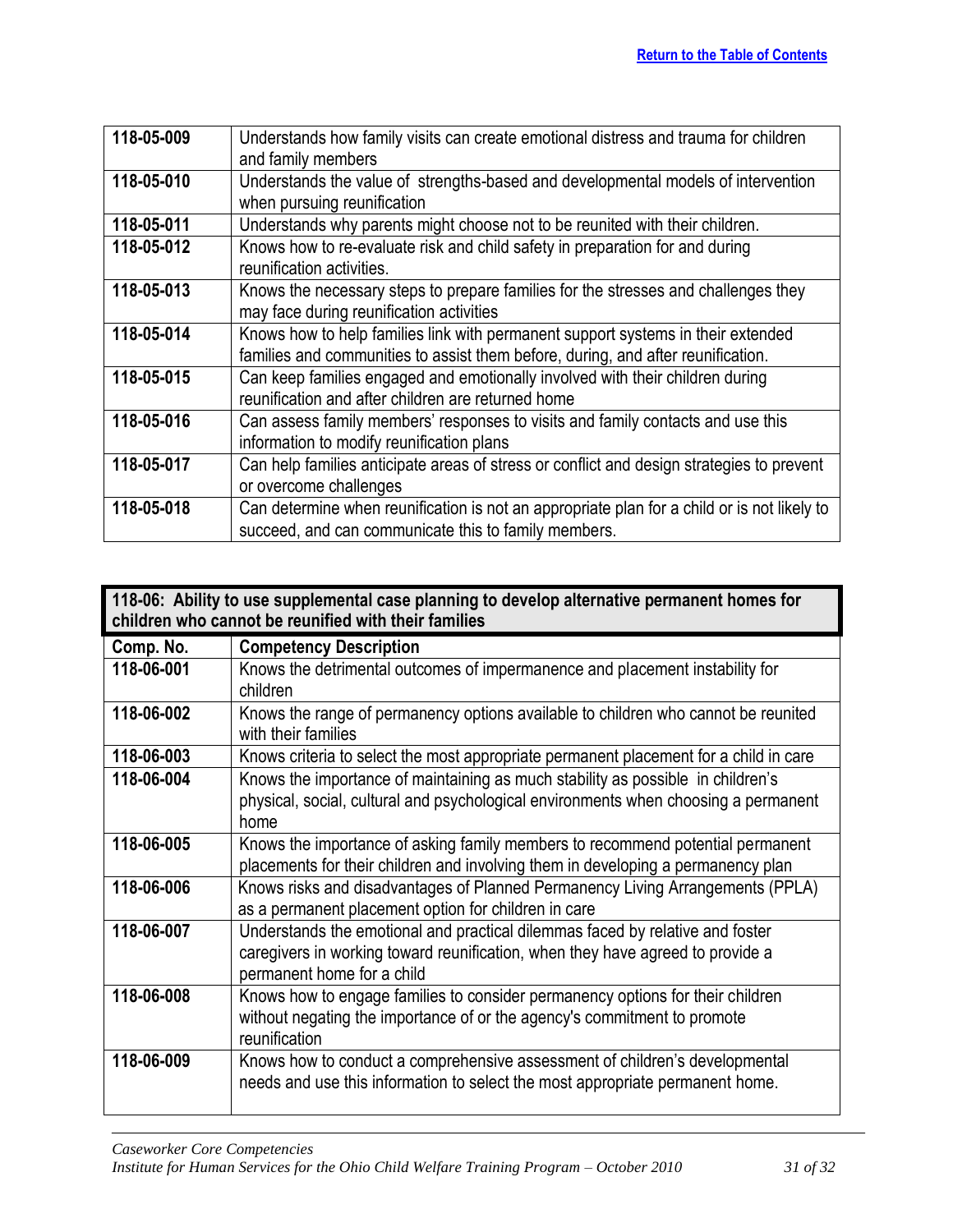[Return to the Table of Contents](#)

| | |
|---|---|
| 118-05-009 | Understands how family visits can create emotional distress and trauma for children and family members |
| 118-05-010 | Understands the value of strengths-based and developmental models of intervention when pursuing reunification |
| 118-05-011 | Understands why parents might choose not to be reunited with their children. |
| 118-05-012 | Knows how to re-evaluate risk and child safety in preparation for and during reunification activities. |
| 118-05-013 | Knows the necessary steps to prepare families for the stresses and challenges they may face during reunification activities |
| 118-05-014 | Knows how to help families link with permanent support systems in their extended families and communities to assist them before, during, and after reunification. |
| 118-05-015 | Can keep families engaged and emotionally involved with their children during reunification and after children are returned home |
| 118-05-016 | Can assess family members' responses to visits and family contacts and use this information to modify reunification plans |
| 118-05-017 | Can help families anticipate areas of stress or conflict and design strategies to prevent or overcome challenges |
| 118-05-018 | Can determine when reunification is not an appropriate plan for a child or is not likely to succeed, and can communicate this to family members. |

**118-06: Ability to use supplemental case planning to develop alternative permanent homes for children who cannot be reunified with their families**

| Comp. No. | Competency Description |
|---|---|
| 118-06-001 | Knows the detrimental outcomes of impermanence and placement instability for children |
| 118-06-002 | Knows the range of permanency options available to children who cannot be reunited with their families |
| 118-06-003 | Knows criteria to select the most appropriate permanent placement for a child in care |
| 118-06-004 | Knows the importance of maintaining as much stability as possible in children's physical, social, cultural and psychological environments when choosing a permanent home |
| 118-06-005 | Knows the importance of asking family members to recommend potential permanent placements for their children and involving them in developing a permanency plan |
| 118-06-006 | Knows risks and disadvantages of Planned Permanency Living Arrangements (PPLA) as a permanent placement option for children in care |
| 118-06-007 | Understands the emotional and practical dilemmas faced by relative and foster caregivers in working toward reunification, when they have agreed to provide a permanent home for a child |
| 118-06-008 | Knows how to engage families to consider permanency options for their children without negating the importance of or the agency's commitment to promote reunification |
| 118-06-009 | Knows how to conduct a comprehensive assessment of children's developmental needs and use this information to select the most appropriate permanent home. |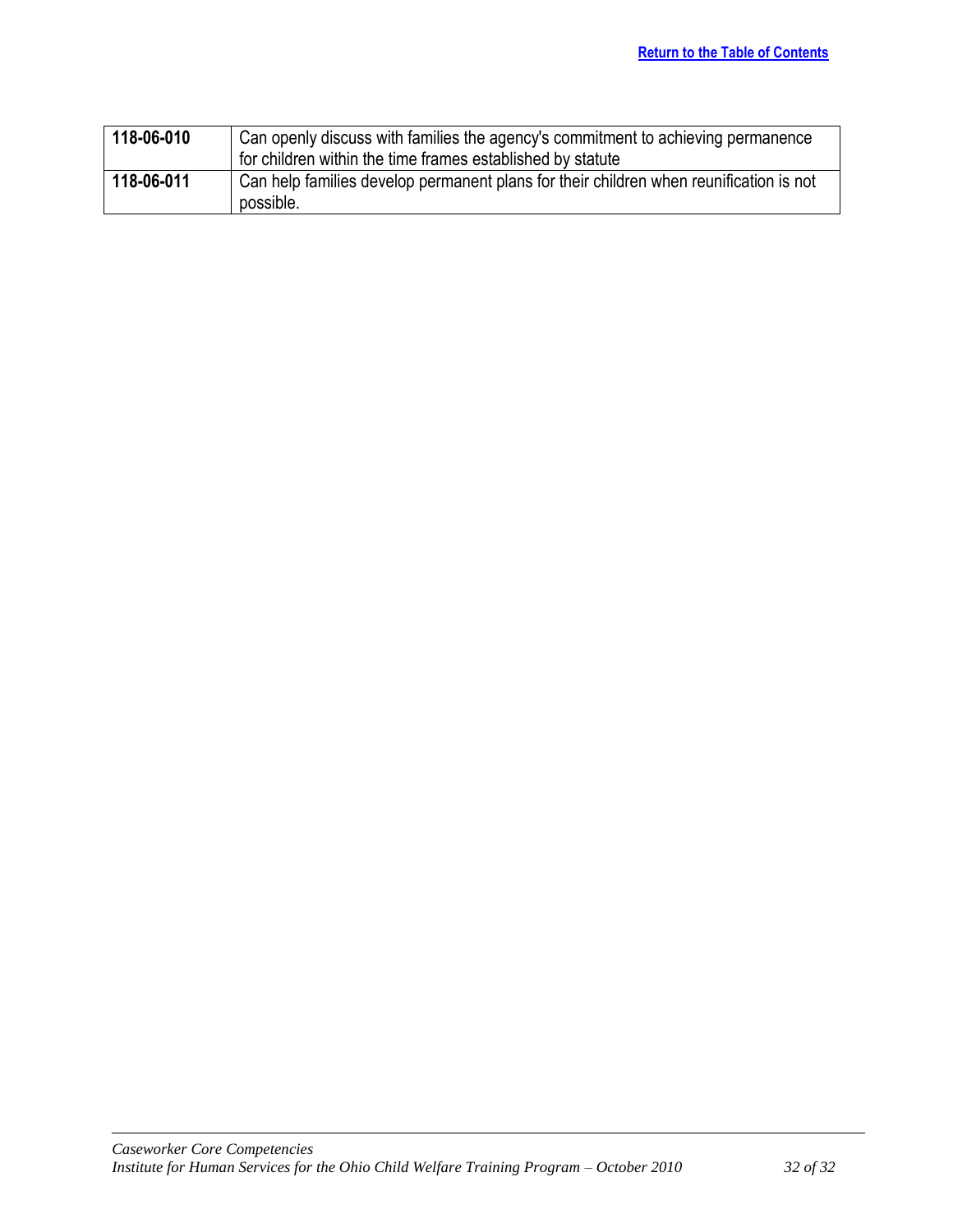[Return to the Table of Contents](#)

| | |
|---|---|
| **118-06-010** | Can openly discuss with families the agency's commitment to achieving permanence for children within the time frames established by statute |
| **118-06-011** | Can help families develop permanent plans for their children when reunification is not possible. |